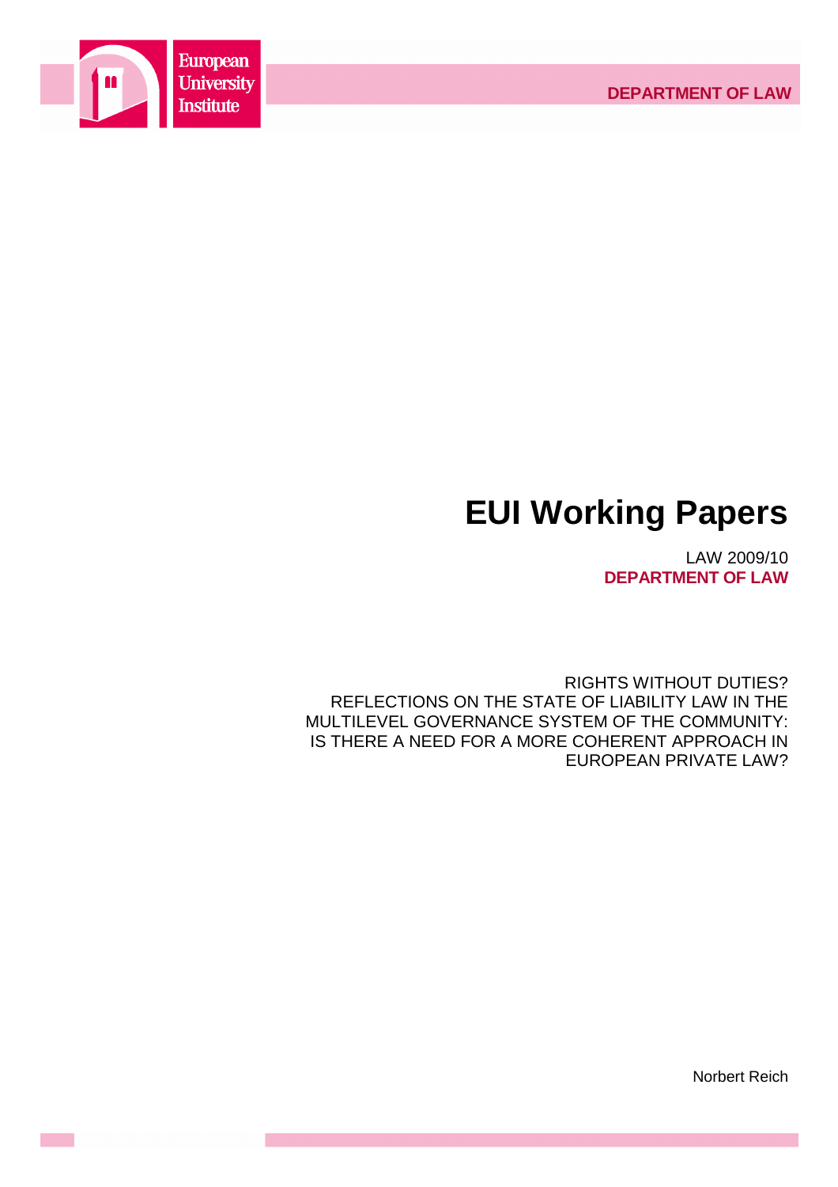European University Institute

DEPARTMENT OF LAW

# EUI Working Papers

LAW 2009/10

**DEPARTMENT OF LAW**

RIGHTS WITHOUT DUTIES?
REFLECTIONS ON THE STATE OF LIABILITY LAW IN THE MULTILEVEL GOVERNANCE SYSTEM OF THE COMMUNITY:
IS THERE A NEED FOR A MORE COHERENT APPROACH IN EUROPEAN PRIVATE LAW?

Norbert Reich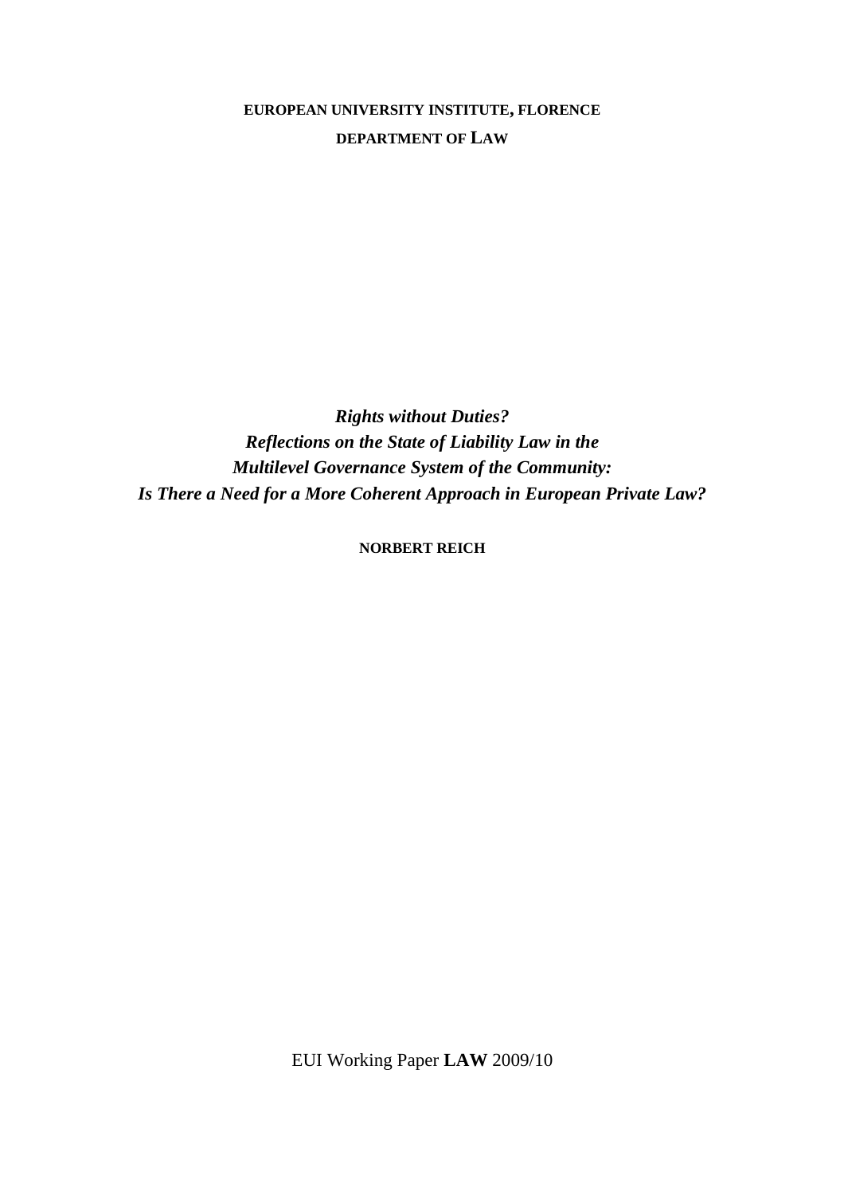**EUROPEAN UNIVERSITY INSTITUTE, FLORENCE**

**DEPARTMENT OF LAW**

***Rights without Duties?***
***Reflections on the State of Liability Law in the***
***Multilevel Governance System of the Community:***
***Is There a Need for a More Coherent Approach in European Private Law?***

**NORBERT REICH**

EUI Working Paper **LAW** 2009/10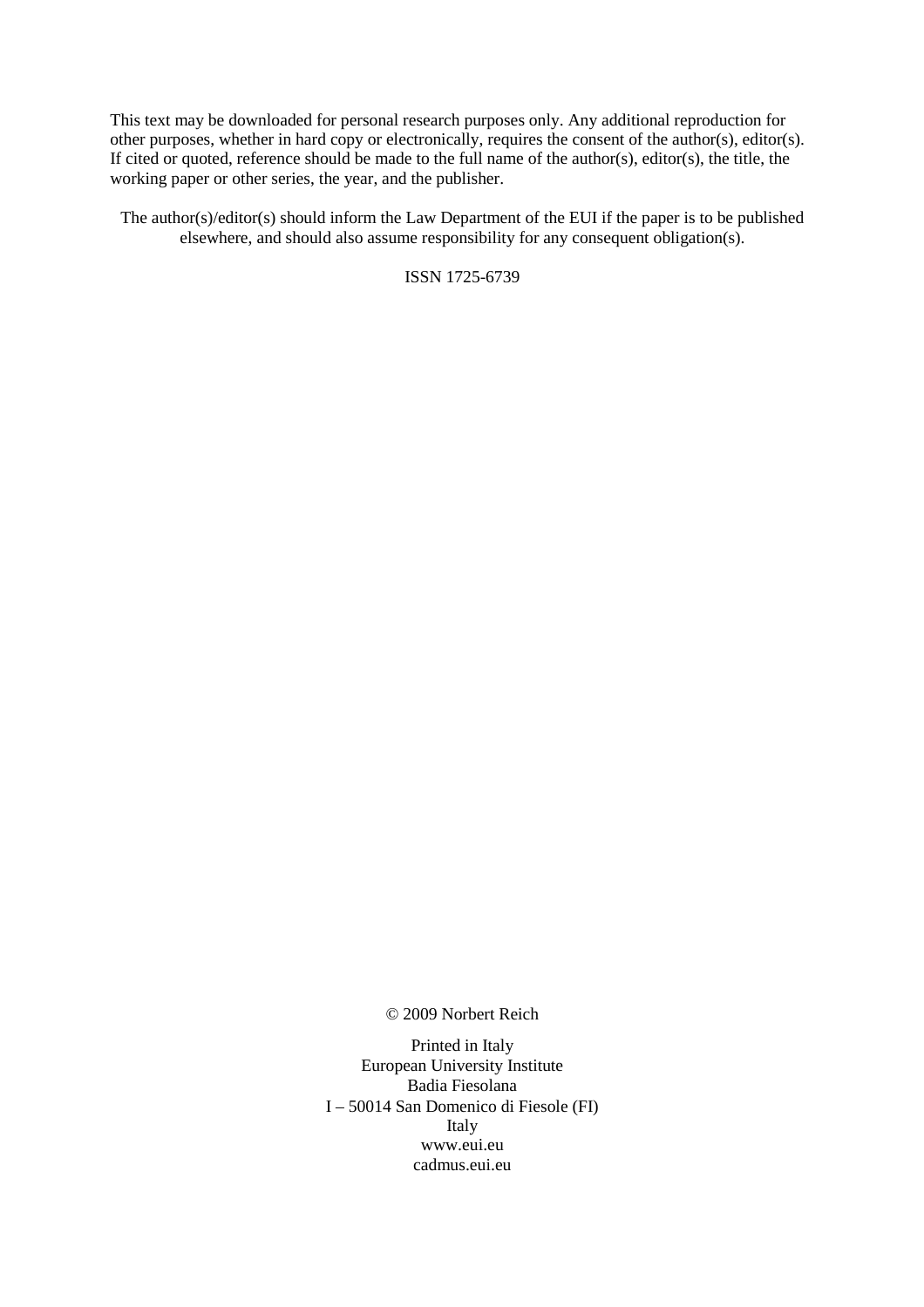This text may be downloaded for personal research purposes only. Any additional reproduction for other purposes, whether in hard copy or electronically, requires the consent of the author(s), editor(s). If cited or quoted, reference should be made to the full name of the author(s), editor(s), the title, the working paper or other series, the year, and the publisher.

The author(s)/editor(s) should inform the Law Department of the EUI if the paper is to be published elsewhere, and should also assume responsibility for any consequent obligation(s).

ISSN 1725-6739

© 2009 Norbert Reich

Printed in Italy
European University Institute
Badia Fiesolana
I – 50014 San Domenico di Fiesole (FI)
Italy
www.eui.eu
cadmus.eui.eu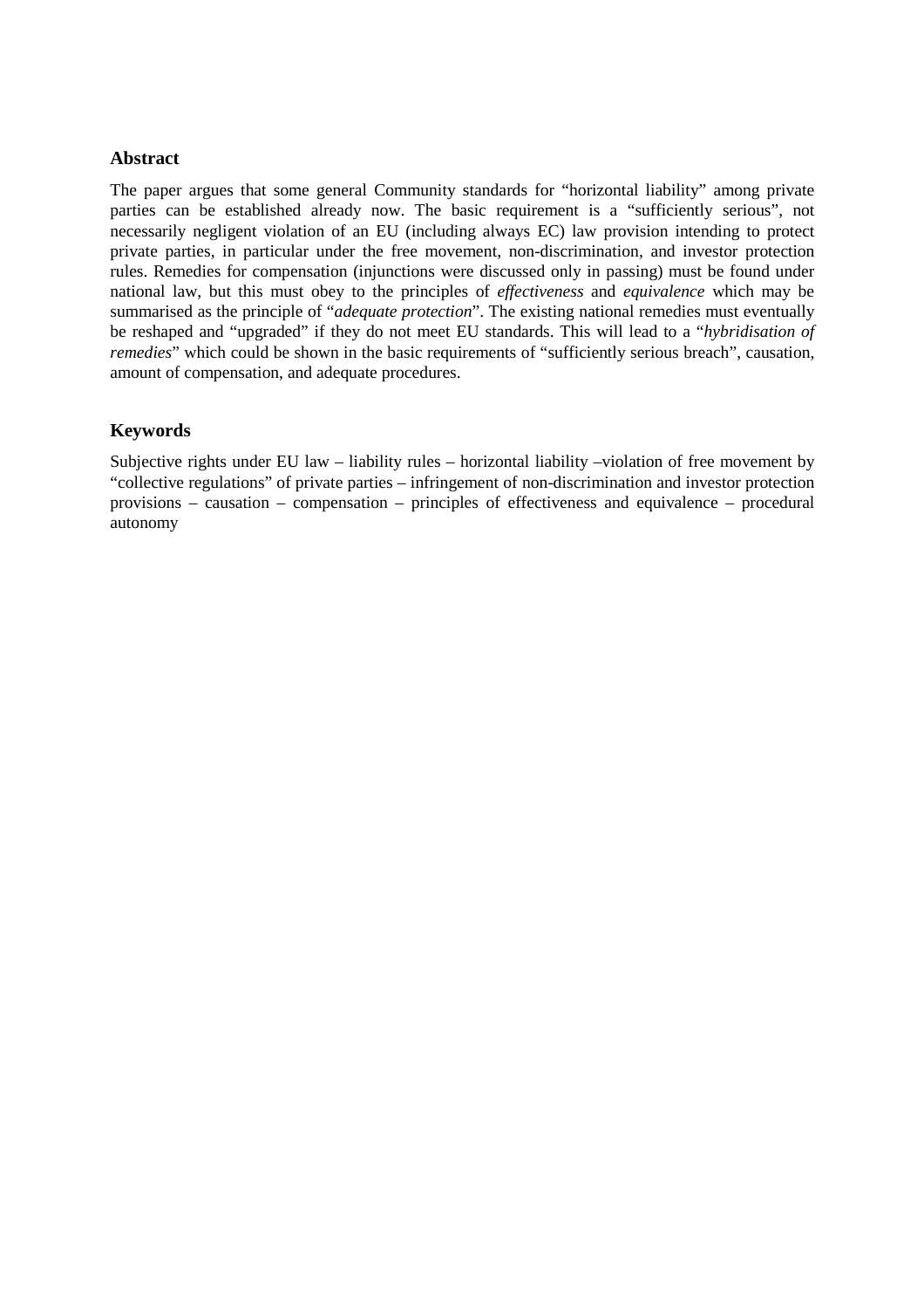## Abstract

The paper argues that some general Community standards for "horizontal liability" among private parties can be established already now. The basic requirement is a "sufficiently serious", not necessarily negligent violation of an EU (including always EC) law provision intending to protect private parties, in particular under the free movement, non-discrimination, and investor protection rules. Remedies for compensation (injunctions were discussed only in passing) must be found under national law, but this must obey to the principles of *effectiveness* and *equivalence* which may be summarised as the principle of "*adequate protection*". The existing national remedies must eventually be reshaped and "upgraded" if they do not meet EU standards. This will lead to a "*hybridisation of remedies*" which could be shown in the basic requirements of "sufficiently serious breach", causation, amount of compensation, and adequate procedures.

## Keywords

Subjective rights under EU law – liability rules – horizontal liability –violation of free movement by "collective regulations" of private parties – infringement of non-discrimination and investor protection provisions – causation – compensation – principles of effectiveness and equivalence – procedural autonomy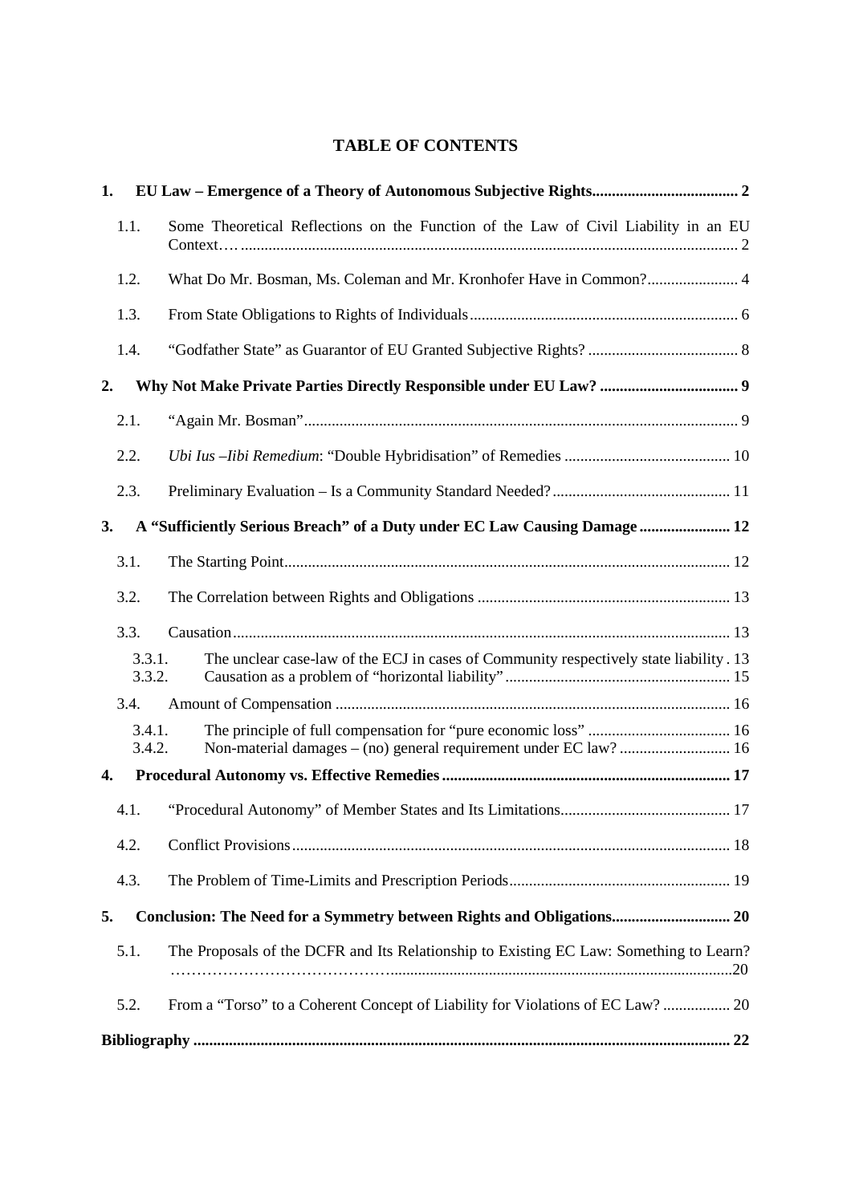# TABLE OF CONTENTS

1. EU Law – Emergence of a Theory of Autonomous Subjective Rights ..................................... 2
   - 1.1. Some Theoretical Reflections on the Function of the Law of Civil Liability in an EU Context…. ........................................................................................................................... 2
   - 1.2. What Do Mr. Bosman, Ms. Coleman and Mr. Kronhofer Have in Common?....................... 4
   - 1.3. From State Obligations to Rights of Individuals ................................................................... 6
   - 1.4. "Godfather State" as Guarantor of EU Granted Subjective Rights? ...................................... 8
2. Why Not Make Private Parties Directly Responsible under EU Law? .................................. 9
   - 2.1. "Again Mr. Bosman" ............................................................................................................. 9
   - 2.2. *Ubi Ius –Iibi Remedium*: "Double Hybridisation" of Remedies .......................................... 10
   - 2.3. Preliminary Evaluation – Is a Community Standard Needed? ............................................. 11
3. A "Sufficiently Serious Breach" of a Duty under EC Law Causing Damage ....................... 12
   - 3.1. The Starting Point ................................................................................................................ 12
   - 3.2. The Correlation between Rights and Obligations ................................................................ 13
   - 3.3. Causation ............................................................................................................................. 13
     - 3.3.1. The unclear case-law of the ECJ in cases of Community respectively state liability . 13
     - 3.3.2. Causation as a problem of "horizontal liability" ......................................................... 15
   - 3.4. Amount of Compensation .................................................................................................... 16
     - 3.4.1. The principle of full compensation for "pure economic loss" .................................... 16
     - 3.4.2. Non-material damages – (no) general requirement under EC law? ............................ 16
4. Procedural Autonomy vs. Effective Remedies ........................................................................ 17
   - 4.1. "Procedural Autonomy" of Member States and Its Limitations ........................................... 17
   - 4.2. Conflict Provisions .............................................................................................................. 18
   - 4.3. The Problem of Time-Limits and Prescription Periods ........................................................ 19
5. Conclusion: The Need for a Symmetry between Rights and Obligations.............................. 20
   - 5.1. The Proposals of the DCFR and Its Relationship to Existing EC Law: Something to Learn? ………………………………….....................................................................................20
   - 5.2. From a "Torso" to a Coherent Concept of Liability for Violations of EC Law? ................. 20

Bibliography ..................................................................................................................................... 22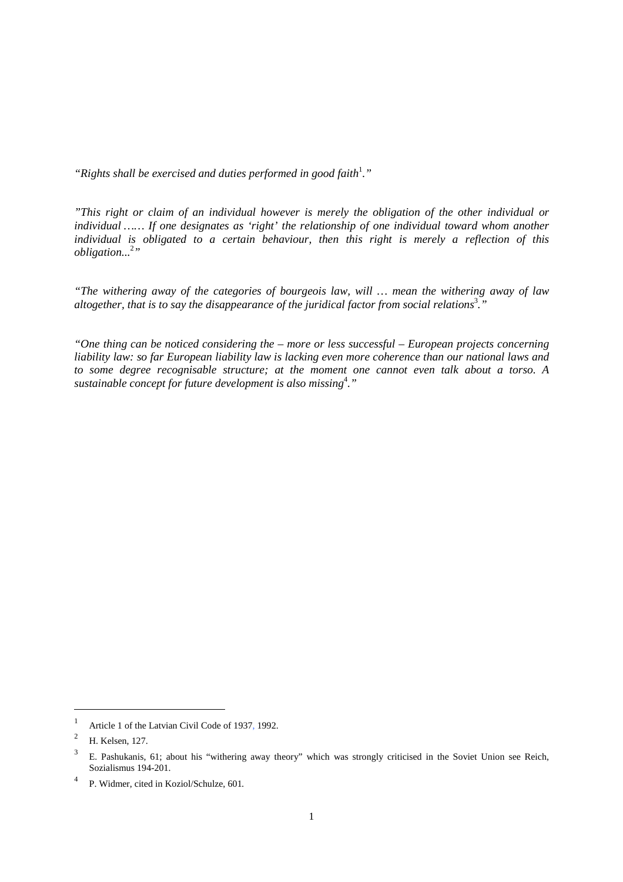*"Rights shall be exercised and duties performed in good faith*[1]*."*

*"This right or claim of an individual however is merely the obligation of the other individual or individual …… If one designates as 'right' the relationship of one individual toward whom another individual is obligated to a certain behaviour, then this right is merely a reflection of this obligation...*[2]*"*

*"The withering away of the categories of bourgeois law, will … mean the withering away of law altogether, that is to say the disappearance of the juridical factor from social relations*[3]*."*

*"One thing can be noticed considering the – more or less successful – European projects concerning liability law: so far European liability law is lacking even more coherence than our national laws and to some degree recognisable structure; at the moment one cannot even talk about a torso. A sustainable concept for future development is also missing*[4]*."*

---

[1] Article 1 of the Latvian Civil Code of 1937, 1992.

[2] H. Kelsen, 127.

[3] E. Pashukanis, 61; about his "withering away theory" which was strongly criticised in the Soviet Union see Reich, Sozialismus 194-201.

[4] P. Widmer, cited in Koziol/Schulze, 601.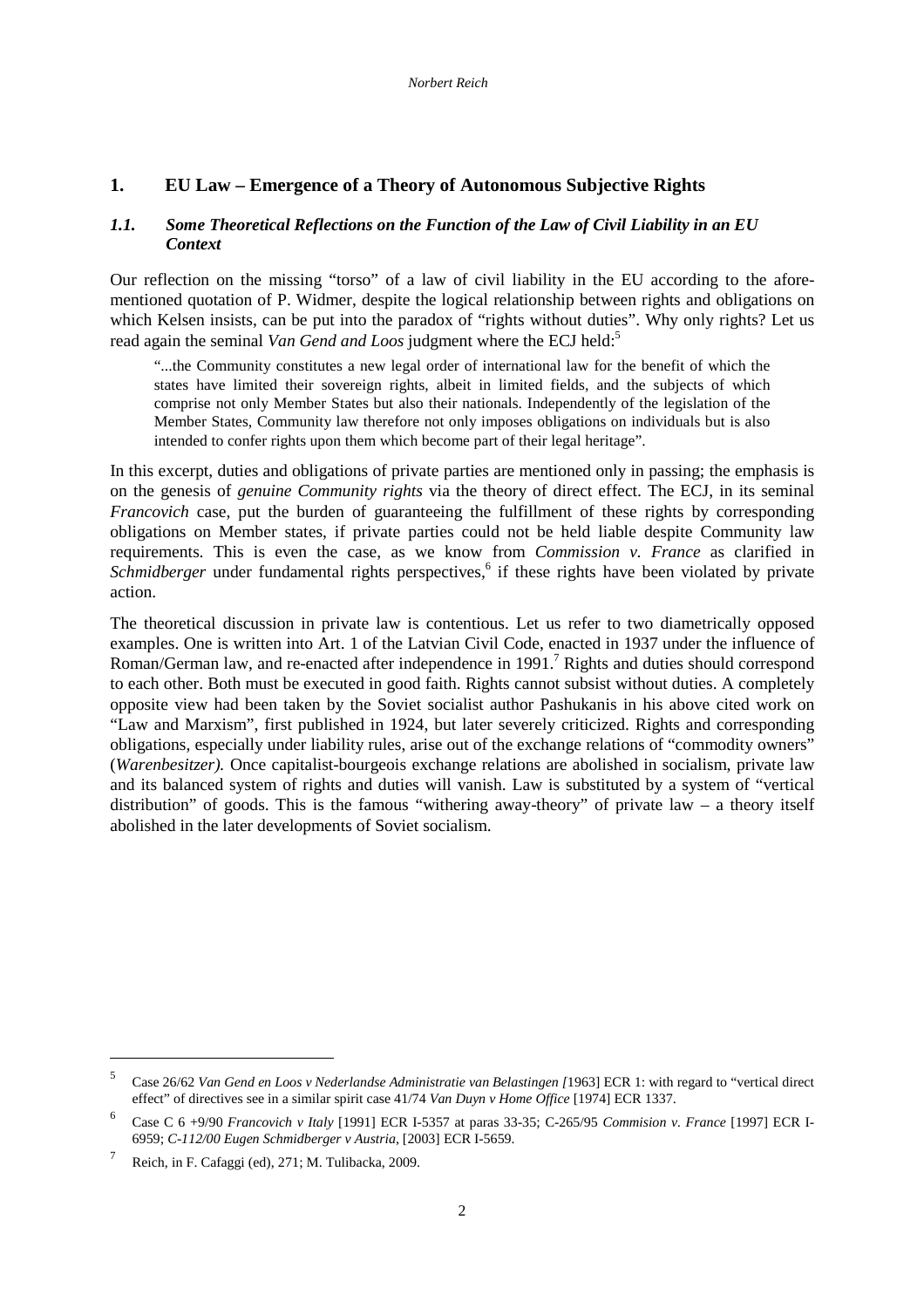## 1. EU Law – Emergence of a Theory of Autonomous Subjective Rights

### *1.1. Some Theoretical Reflections on the Function of the Law of Civil Liability in an EU Context*

Our reflection on the missing "torso" of a law of civil liability in the EU according to the aforementioned quotation of P. Widmer, despite the logical relationship between rights and obligations on which Kelsen insists, can be put into the paradox of "rights without duties". Why only rights? Let us read again the seminal *Van Gend and Loos* judgment where the ECJ held:[5]

> "...the Community constitutes a new legal order of international law for the benefit of which the states have limited their sovereign rights, albeit in limited fields, and the subjects of which comprise not only Member States but also their nationals. Independently of the legislation of the Member States, Community law therefore not only imposes obligations on individuals but is also intended to confer rights upon them which become part of their legal heritage".

In this excerpt, duties and obligations of private parties are mentioned only in passing; the emphasis is on the genesis of *genuine Community rights* via the theory of direct effect. The ECJ, in its seminal *Francovich* case, put the burden of guaranteeing the fulfillment of these rights by corresponding obligations on Member states, if private parties could not be held liable despite Community law requirements. This is even the case, as we know from *Commission v. France* as clarified in *Schmidberger* under fundamental rights perspectives,[6] if these rights have been violated by private action.

The theoretical discussion in private law is contentious. Let us refer to two diametrically opposed examples. One is written into Art. 1 of the Latvian Civil Code, enacted in 1937 under the influence of Roman/German law, and re-enacted after independence in 1991.[7] Rights and duties should correspond to each other. Both must be executed in good faith. Rights cannot subsist without duties. A completely opposite view had been taken by the Soviet socialist author Pashukanis in his above cited work on "Law and Marxism", first published in 1924, but later severely criticized. Rights and corresponding obligations, especially under liability rules, arise out of the exchange relations of "commodity owners" (*Warenbesitzer).* Once capitalist-bourgeois exchange relations are abolished in socialism, private law and its balanced system of rights and duties will vanish. Law is substituted by a system of "vertical distribution" of goods. This is the famous "withering away-theory" of private law – a theory itself abolished in the later developments of Soviet socialism.

---

[5] Case 26/62 *Van Gend en Loos v Nederlandse Administratie van Belastingen [*1963] ECR 1: with regard to "vertical direct effect" of directives see in a similar spirit case 41/74 *Van Duyn v Home Office* [1974] ECR 1337.

[6] Case C 6 +9/90 *Francovich v Italy* [1991] ECR I-5357 at paras 33-35; C-265/95 *Commision v. France* [1997] ECR I-6959; *C-112/00 Eugen Schmidberger v Austria*, [2003] ECR I-5659.

[7] Reich, in F. Cafaggi (ed), 271; M. Tulibacka, 2009.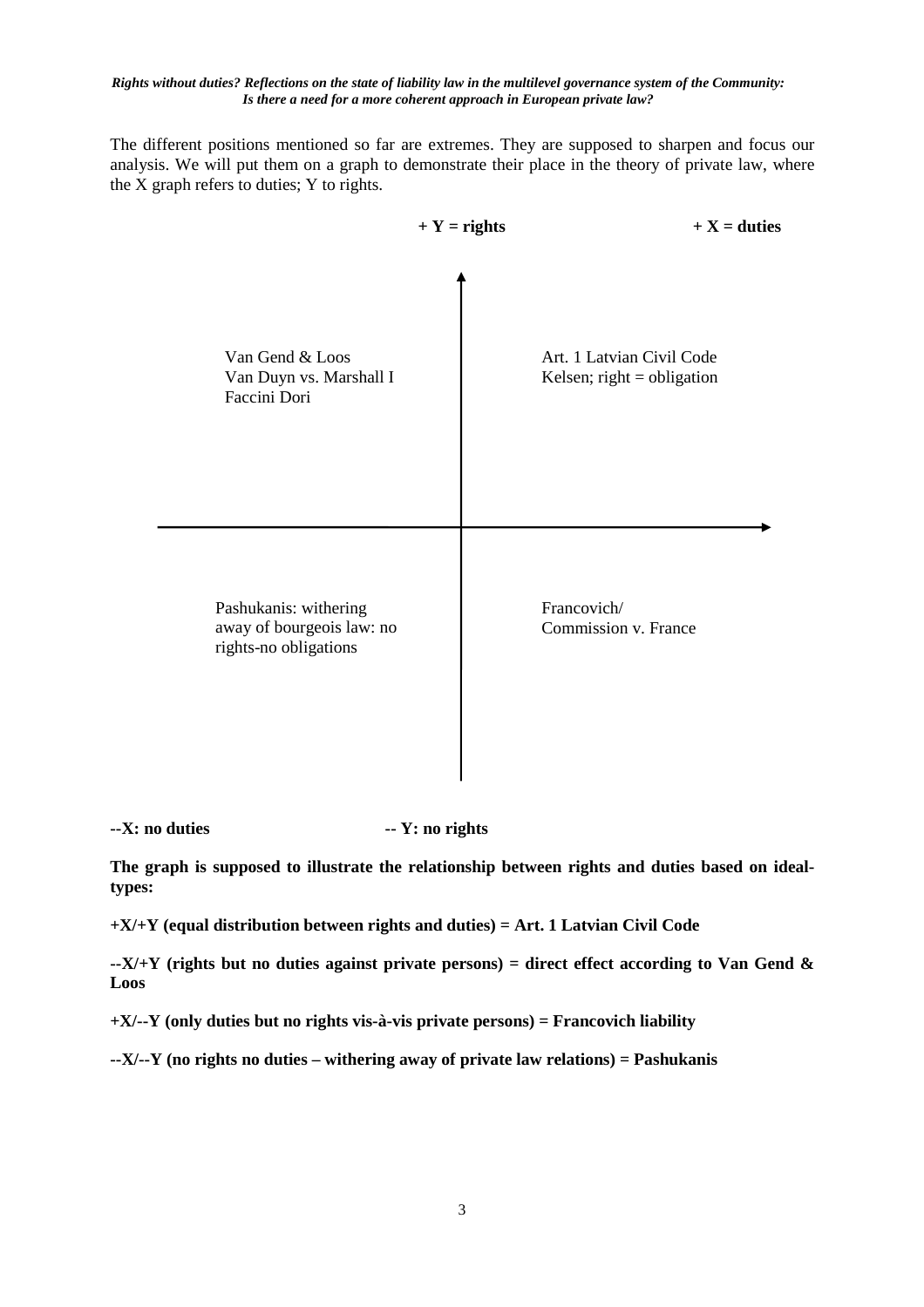The different positions mentioned so far are extremes. They are supposed to sharpen and focus our analysis. We will put them on a graph to demonstrate their place in the theory of private law, where the X graph refers to duties; Y to rights.

**+ Y = rights** **+ X = duties**

| | |
|---|---|
| Van Gend & Loos<br>Van Duyn vs. Marshall I<br>Faccini Dori | Art. 1 Latvian Civil Code<br>Kelsen; right = obligation |
| Pashukanis: withering away of bourgeois law: no rights-no obligations | Francovich/<br>Commission v. France |

**--X: no duties** **-- Y: no rights**

**The graph is supposed to illustrate the relationship between rights and duties based on ideal-types:**

**+X/+Y (equal distribution between rights and duties) = Art. 1 Latvian Civil Code**

**--X/+Y (rights but no duties against private persons) = direct effect according to Van Gend & Loos**

**+X/--Y (only duties but no rights vis-à-vis private persons) = Francovich liability**

**--X/--Y (no rights no duties – withering away of private law relations) = Pashukanis**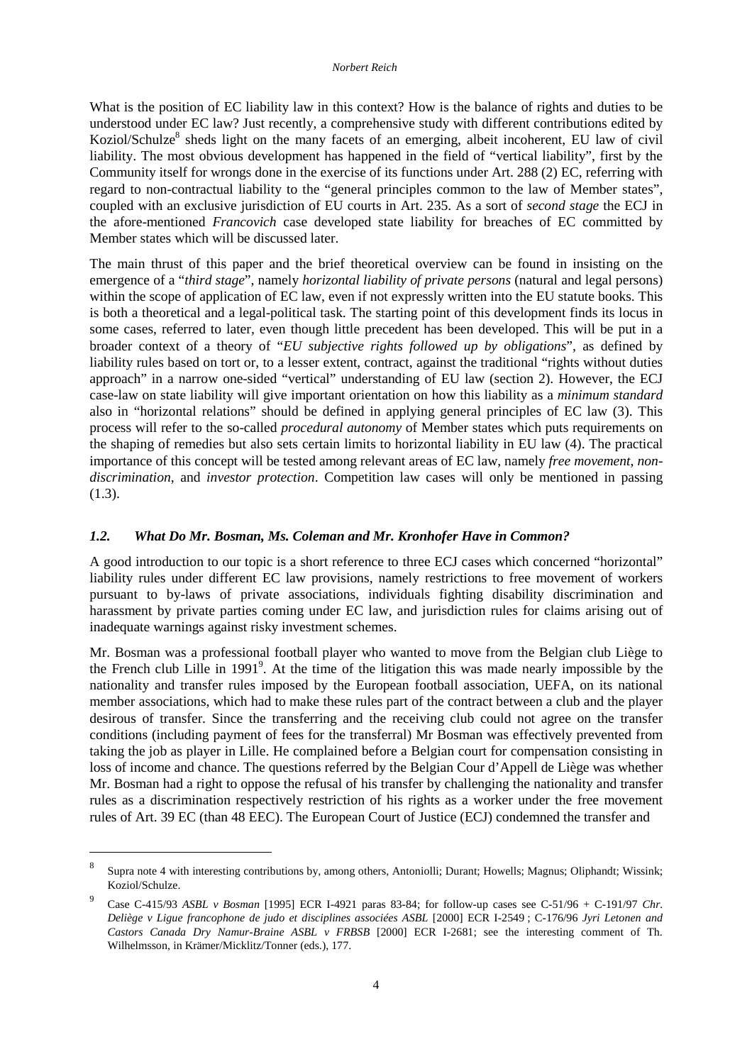What is the position of EC liability law in this context? How is the balance of rights and duties to be understood under EC law? Just recently, a comprehensive study with different contributions edited by Koziol/Schulze[8] sheds light on the many facets of an emerging, albeit incoherent, EU law of civil liability. The most obvious development has happened in the field of "vertical liability", first by the Community itself for wrongs done in the exercise of its functions under Art. 288 (2) EC, referring with regard to non-contractual liability to the "general principles common to the law of Member states", coupled with an exclusive jurisdiction of EU courts in Art. 235. As a sort of *second stage* the ECJ in the afore-mentioned *Francovich* case developed state liability for breaches of EC committed by Member states which will be discussed later.

The main thrust of this paper and the brief theoretical overview can be found in insisting on the emergence of a "*third stage*", namely *horizontal liability of private persons* (natural and legal persons) within the scope of application of EC law, even if not expressly written into the EU statute books. This is both a theoretical and a legal-political task. The starting point of this development finds its locus in some cases, referred to later, even though little precedent has been developed. This will be put in a broader context of a theory of "*EU subjective rights followed up by obligations*", as defined by liability rules based on tort or, to a lesser extent, contract, against the traditional "rights without duties approach" in a narrow one-sided "vertical" understanding of EU law (section 2). However, the ECJ case-law on state liability will give important orientation on how this liability as a *minimum standard* also in "horizontal relations" should be defined in applying general principles of EC law (3). This process will refer to the so-called *procedural autonomy* of Member states which puts requirements on the shaping of remedies but also sets certain limits to horizontal liability in EU law (4). The practical importance of this concept will be tested among relevant areas of EC law, namely *free movement*, *non-discrimination*, and *investor protection*. Competition law cases will only be mentioned in passing (1.3).

### *1.2. What Do Mr. Bosman, Ms. Coleman and Mr. Kronhofer Have in Common?*

A good introduction to our topic is a short reference to three ECJ cases which concerned "horizontal" liability rules under different EC law provisions, namely restrictions to free movement of workers pursuant to by-laws of private associations, individuals fighting disability discrimination and harassment by private parties coming under EC law, and jurisdiction rules for claims arising out of inadequate warnings against risky investment schemes.

Mr. Bosman was a professional football player who wanted to move from the Belgian club Liège to the French club Lille in 1991[9]. At the time of the litigation this was made nearly impossible by the nationality and transfer rules imposed by the European football association, UEFA, on its national member associations, which had to make these rules part of the contract between a club and the player desirous of transfer. Since the transferring and the receiving club could not agree on the transfer conditions (including payment of fees for the transferral) Mr Bosman was effectively prevented from taking the job as player in Lille. He complained before a Belgian court for compensation consisting in loss of income and chance. The questions referred by the Belgian Cour d'Appell de Liège was whether Mr. Bosman had a right to oppose the refusal of his transfer by challenging the nationality and transfer rules as a discrimination respectively restriction of his rights as a worker under the free movement rules of Art. 39 EC (than 48 EEC). The European Court of Justice (ECJ) condemned the transfer and

---

[8] Supra note 4 with interesting contributions by, among others, Antoniolli; Durant; Howells; Magnus; Oliphandt; Wissink; Koziol/Schulze.

[9] Case C-415/93 *ASBL v Bosman* [1995] ECR I-4921 paras 83-84; for follow-up cases see C-51/96 + C-191/97 *Chr. Deliège v Ligue francophone de judo et disciplines associées ASBL* [2000] ECR I-2549 ; C-176/96 *Jyri Letonen and Castors Canada Dry Namur-Braine ASBL v FRBSB* [2000] ECR I-2681; see the interesting comment of Th. Wilhelmsson, in Krämer/Micklitz/Tonner (eds.), 177.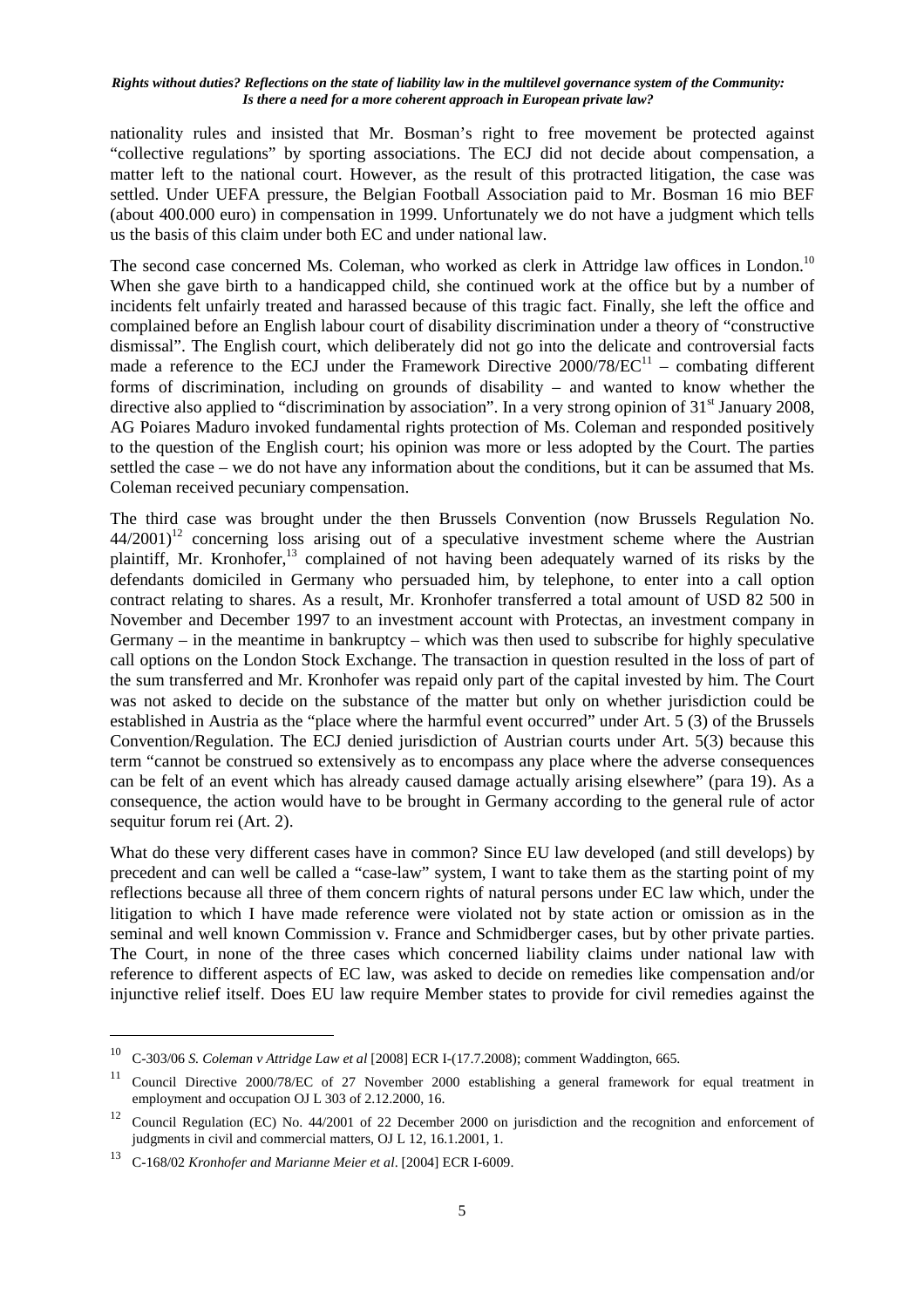nationality rules and insisted that Mr. Bosman's right to free movement be protected against "collective regulations" by sporting associations. The ECJ did not decide about compensation, a matter left to the national court. However, as the result of this protracted litigation, the case was settled. Under UEFA pressure, the Belgian Football Association paid to Mr. Bosman 16 mio BEF (about 400.000 euro) in compensation in 1999. Unfortunately we do not have a judgment which tells us the basis of this claim under both EC and under national law.

The second case concerned Ms. Coleman, who worked as clerk in Attridge law offices in London.[10] When she gave birth to a handicapped child, she continued work at the office but by a number of incidents felt unfairly treated and harassed because of this tragic fact. Finally, she left the office and complained before an English labour court of disability discrimination under a theory of "constructive dismissal". The English court, which deliberately did not go into the delicate and controversial facts made a reference to the ECJ under the Framework Directive 2000/78/EC[11] – combating different forms of discrimination, including on grounds of disability – and wanted to know whether the directive also applied to "discrimination by association". In a very strong opinion of 31st January 2008, AG Poiares Maduro invoked fundamental rights protection of Ms. Coleman and responded positively to the question of the English court; his opinion was more or less adopted by the Court. The parties settled the case – we do not have any information about the conditions, but it can be assumed that Ms. Coleman received pecuniary compensation.

The third case was brought under the then Brussels Convention (now Brussels Regulation No. 44/2001)[12] concerning loss arising out of a speculative investment scheme where the Austrian plaintiff, Mr. Kronhofer,[13] complained of not having been adequately warned of its risks by the defendants domiciled in Germany who persuaded him, by telephone, to enter into a call option contract relating to shares. As a result, Mr. Kronhofer transferred a total amount of USD 82 500 in November and December 1997 to an investment account with Protectas, an investment company in Germany – in the meantime in bankruptcy – which was then used to subscribe for highly speculative call options on the London Stock Exchange. The transaction in question resulted in the loss of part of the sum transferred and Mr. Kronhofer was repaid only part of the capital invested by him. The Court was not asked to decide on the substance of the matter but only on whether jurisdiction could be established in Austria as the "place where the harmful event occurred" under Art. 5 (3) of the Brussels Convention/Regulation. The ECJ denied jurisdiction of Austrian courts under Art. 5(3) because this term "cannot be construed so extensively as to encompass any place where the adverse consequences can be felt of an event which has already caused damage actually arising elsewhere" (para 19). As a consequence, the action would have to be brought in Germany according to the general rule of actor sequitur forum rei (Art. 2).

What do these very different cases have in common? Since EU law developed (and still develops) by precedent and can well be called a "case-law" system, I want to take them as the starting point of my reflections because all three of them concern rights of natural persons under EC law which, under the litigation to which I have made reference were violated not by state action or omission as in the seminal and well known Commission v. France and Schmidberger cases, but by other private parties. The Court, in none of the three cases which concerned liability claims under national law with reference to different aspects of EC law, was asked to decide on remedies like compensation and/or injunctive relief itself. Does EU law require Member states to provide for civil remedies against the

[10] C-303/06 *S. Coleman v Attridge Law et al* [2008] ECR I-(17.7.2008); comment Waddington, 665.

[11] Council Directive 2000/78/EC of 27 November 2000 establishing a general framework for equal treatment in employment and occupation OJ L 303 of 2.12.2000, 16.

[12] Council Regulation (EC) No. 44/2001 of 22 December 2000 on jurisdiction and the recognition and enforcement of judgments in civil and commercial matters, OJ L 12, 16.1.2001, 1.

[13] C-168/02 *Kronhofer and Marianne Meier et al*. [2004] ECR I-6009.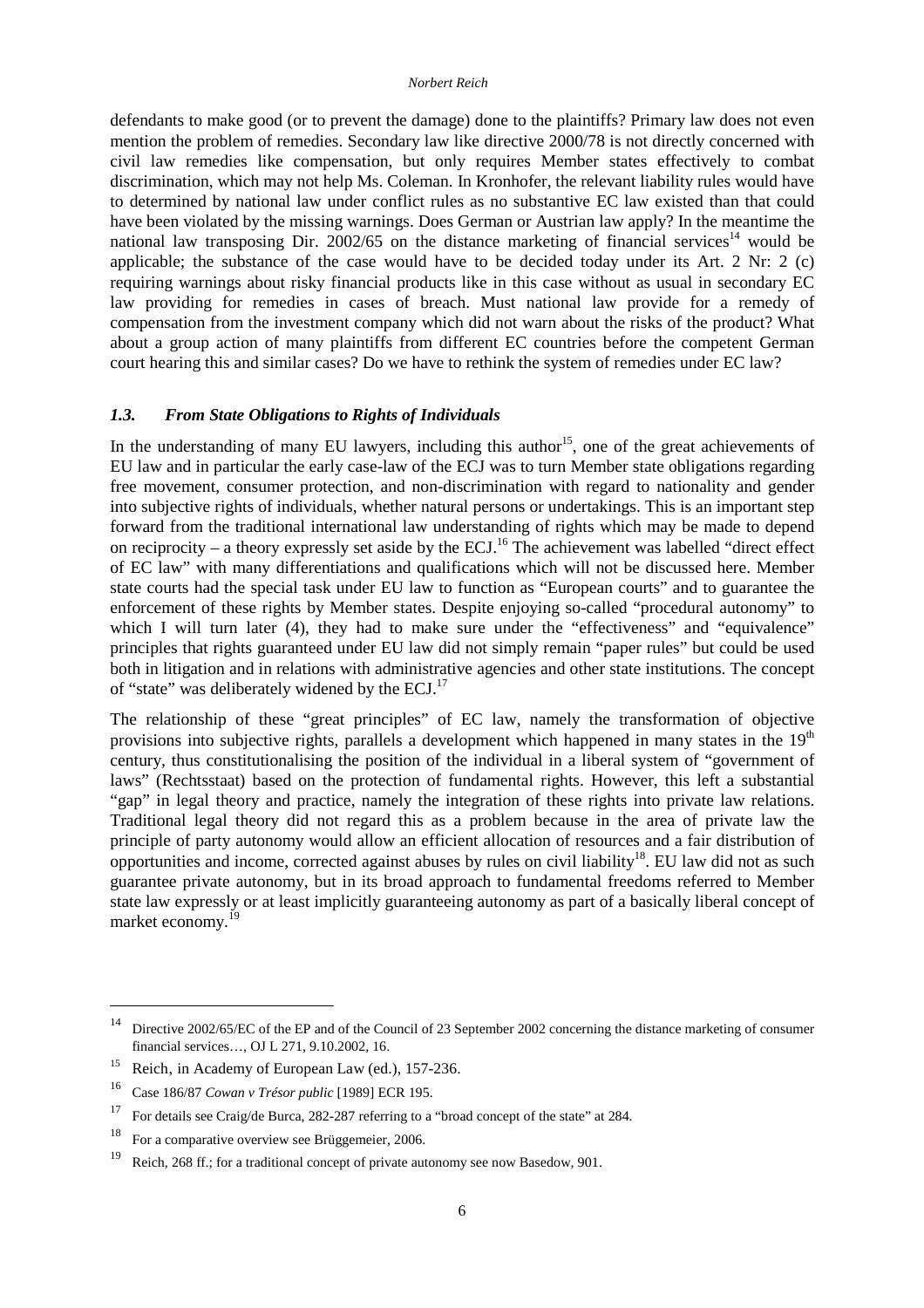defendants to make good (or to prevent the damage) done to the plaintiffs? Primary law does not even mention the problem of remedies. Secondary law like directive 2000/78 is not directly concerned with civil law remedies like compensation, but only requires Member states effectively to combat discrimination, which may not help Ms. Coleman. In Kronhofer, the relevant liability rules would have to determined by national law under conflict rules as no substantive EC law existed than that could have been violated by the missing warnings. Does German or Austrian law apply? In the meantime the national law transposing Dir. 2002/65 on the distance marketing of financial services[14] would be applicable; the substance of the case would have to be decided today under its Art. 2 Nr: 2 (c) requiring warnings about risky financial products like in this case without as usual in secondary EC law providing for remedies in cases of breach. Must national law provide for a remedy of compensation from the investment company which did not warn about the risks of the product? What about a group action of many plaintiffs from different EC countries before the competent German court hearing this and similar cases? Do we have to rethink the system of remedies under EC law?

### *1.3. From State Obligations to Rights of Individuals*

In the understanding of many EU lawyers, including this author[15], one of the great achievements of EU law and in particular the early case-law of the ECJ was to turn Member state obligations regarding free movement, consumer protection, and non-discrimination with regard to nationality and gender into subjective rights of individuals, whether natural persons or undertakings. This is an important step forward from the traditional international law understanding of rights which may be made to depend on reciprocity – a theory expressly set aside by the ECJ.[16] The achievement was labelled "direct effect of EC law" with many differentiations and qualifications which will not be discussed here. Member state courts had the special task under EU law to function as "European courts" and to guarantee the enforcement of these rights by Member states. Despite enjoying so-called "procedural autonomy" to which I will turn later (4), they had to make sure under the "effectiveness" and "equivalence" principles that rights guaranteed under EU law did not simply remain "paper rules" but could be used both in litigation and in relations with administrative agencies and other state institutions. The concept of "state" was deliberately widened by the ECJ.[17]

The relationship of these "great principles" of EC law, namely the transformation of objective provisions into subjective rights, parallels a development which happened in many states in the 19th century, thus constitutionalising the position of the individual in a liberal system of "government of laws" (Rechtsstaat) based on the protection of fundamental rights. However, this left a substantial "gap" in legal theory and practice, namely the integration of these rights into private law relations. Traditional legal theory did not regard this as a problem because in the area of private law the principle of party autonomy would allow an efficient allocation of resources and a fair distribution of opportunities and income, corrected against abuses by rules on civil liability[18]. EU law did not as such guarantee private autonomy, but in its broad approach to fundamental freedoms referred to Member state law expressly or at least implicitly guaranteeing autonomy as part of a basically liberal concept of market economy.[19]

---

[14] Directive 2002/65/EC of the EP and of the Council of 23 September 2002 concerning the distance marketing of consumer financial services…, OJ L 271, 9.10.2002, 16.

[15] Reich, in Academy of European Law (ed.), 157-236.

[16] Case 186/87 *Cowan v Trésor public* [1989] ECR 195.

[17] For details see Craig/de Burca, 282-287 referring to a "broad concept of the state" at 284.

[18] For a comparative overview see Brüggemeier, 2006.

[19] Reich, 268 ff.; for a traditional concept of private autonomy see now Basedow, 901.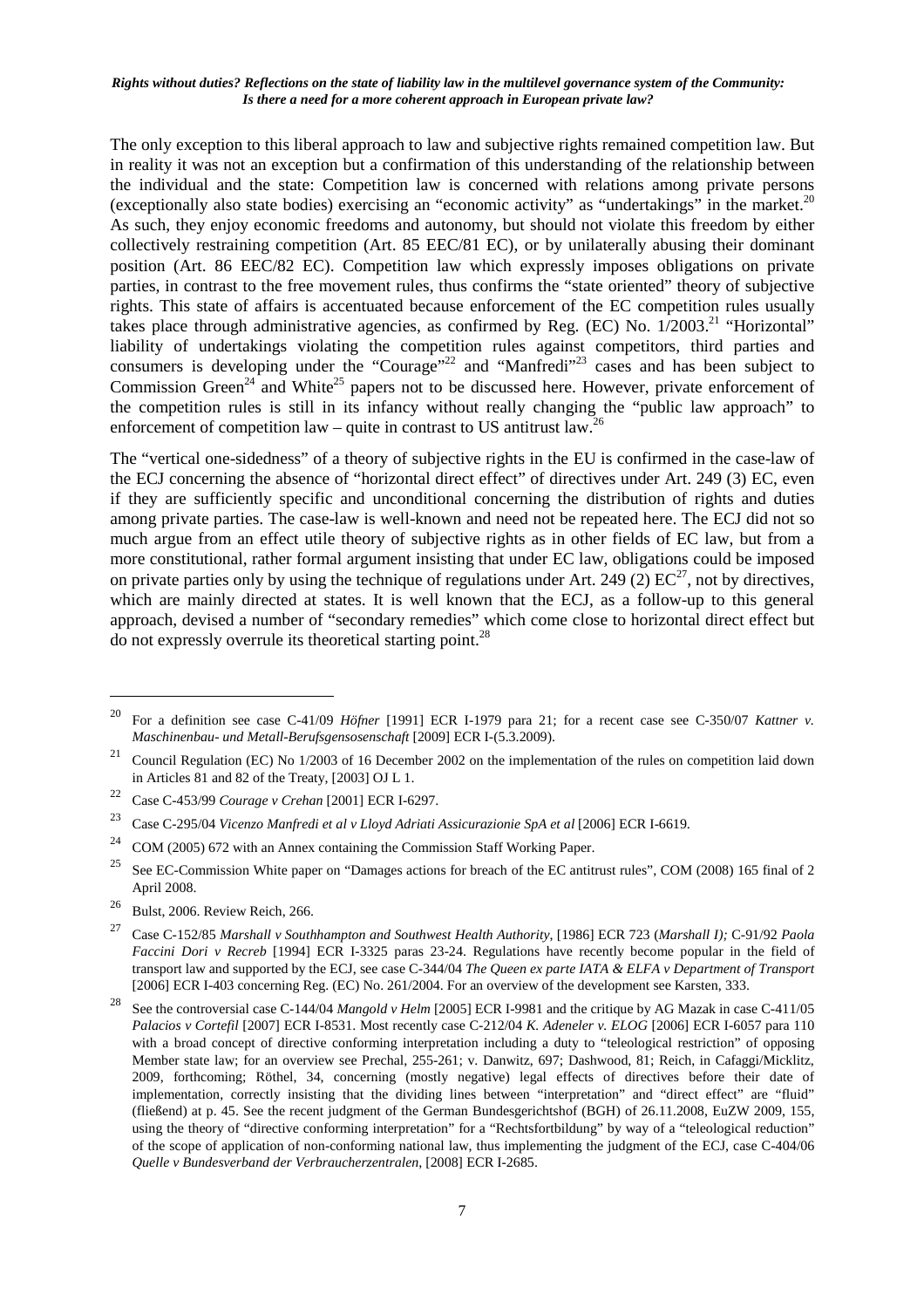The only exception to this liberal approach to law and subjective rights remained competition law. But in reality it was not an exception but a confirmation of this understanding of the relationship between the individual and the state: Competition law is concerned with relations among private persons (exceptionally also state bodies) exercising an "economic activity" as "undertakings" in the market.[20] As such, they enjoy economic freedoms and autonomy, but should not violate this freedom by either collectively restraining competition (Art. 85 EEC/81 EC), or by unilaterally abusing their dominant position (Art. 86 EEC/82 EC). Competition law which expressly imposes obligations on private parties, in contrast to the free movement rules, thus confirms the "state oriented" theory of subjective rights. This state of affairs is accentuated because enforcement of the EC competition rules usually takes place through administrative agencies, as confirmed by Reg. (EC) No. 1/2003.[21] "Horizontal" liability of undertakings violating the competition rules against competitors, third parties and consumers is developing under the "Courage"[22] and "Manfredi"[23] cases and has been subject to Commission Green[24] and White[25] papers not to be discussed here. However, private enforcement of the competition rules is still in its infancy without really changing the "public law approach" to enforcement of competition law – quite in contrast to US antitrust law.[26]

The "vertical one-sidedness" of a theory of subjective rights in the EU is confirmed in the case-law of the ECJ concerning the absence of "horizontal direct effect" of directives under Art. 249 (3) EC, even if they are sufficiently specific and unconditional concerning the distribution of rights and duties among private parties. The case-law is well-known and need not be repeated here. The ECJ did not so much argue from an effect utile theory of subjective rights as in other fields of EC law, but from a more constitutional, rather formal argument insisting that under EC law, obligations could be imposed on private parties only by using the technique of regulations under Art. 249 (2) EC[27], not by directives, which are mainly directed at states. It is well known that the ECJ, as a follow-up to this general approach, devised a number of "secondary remedies" which come close to horizontal direct effect but do not expressly overrule its theoretical starting point.[28]

---

[20] For a definition see case C-41/09 *Höfner* [1991] ECR I-1979 para 21; for a recent case see C-350/07 *Kattner v. Maschinenbau- und Metall-Berufsgensosenschaft* [2009] ECR I-(5.3.2009).

[21] Council Regulation (EC) No 1/2003 of 16 December 2002 on the implementation of the rules on competition laid down in Articles 81 and 82 of the Treaty, [2003] OJ L 1.

[22] Case C-453/99 *Courage v Crehan* [2001] ECR I-6297.

[23] Case C-295/04 *Vicenzo Manfredi et al v Lloyd Adriati Assicurazione SpA et al* [2006] ECR I-6619.

[24] COM (2005) 672 with an Annex containing the Commission Staff Working Paper.

[25] See EC-Commission White paper on "Damages actions for breach of the EC antitrust rules", COM (2008) 165 final of 2 April 2008.

[26] Bulst, 2006. Review Reich, 266.

[27] Case C-152/85 *Marshall v Southhampton and Southwest Health Authority*, [1986] ECR 723 (*Marshall I*); C-91/92 *Paola Faccini Dori v Recreb* [1994] ECR I-3325 paras 23-24. Regulations have recently become popular in the field of transport law and supported by the ECJ, see case C-344/04 *The Queen ex parte IATA & ELFA v Department of Transport* [2006] ECR I-403 concerning Reg. (EC) No. 261/2004. For an overview of the development see Karsten, 333.

[28] See the controversial case C-144/04 *Mangold v Helm* [2005] ECR I-9981 and the critique by AG Mazak in case C-411/05 *Palacios v Cortefil* [2007] ECR I-8531. Most recently case C-212/04 *K. Adeneler v. ELOG* [2006] ECR I-6057 para 110 with a broad concept of directive conforming interpretation including a duty to "teleological restriction" of opposing Member state law; for an overview see Prechal, 255-261; v. Danwitz, 697; Dashwood, 81; Reich, in Cafaggi/Micklitz, 2009, forthcoming; Röthel, 34, concerning (mostly negative) legal effects of directives before their date of implementation, correctly insisting that the dividing lines between "interpretation" and "direct effect" are "fluid" (fließend) at p. 45. See the recent judgment of the German Bundesgerichtshof (BGH) of 26.11.2008, EuZW 2009, 155, using the theory of "directive conforming interpretation" for a "Rechtsfortbildung" by way of a "teleological reduction" of the scope of application of non-conforming national law, thus implementing the judgment of the ECJ, case C-404/06 *Quelle v Bundesverband der Verbraucherzentralen*, [2008] ECR I-2685.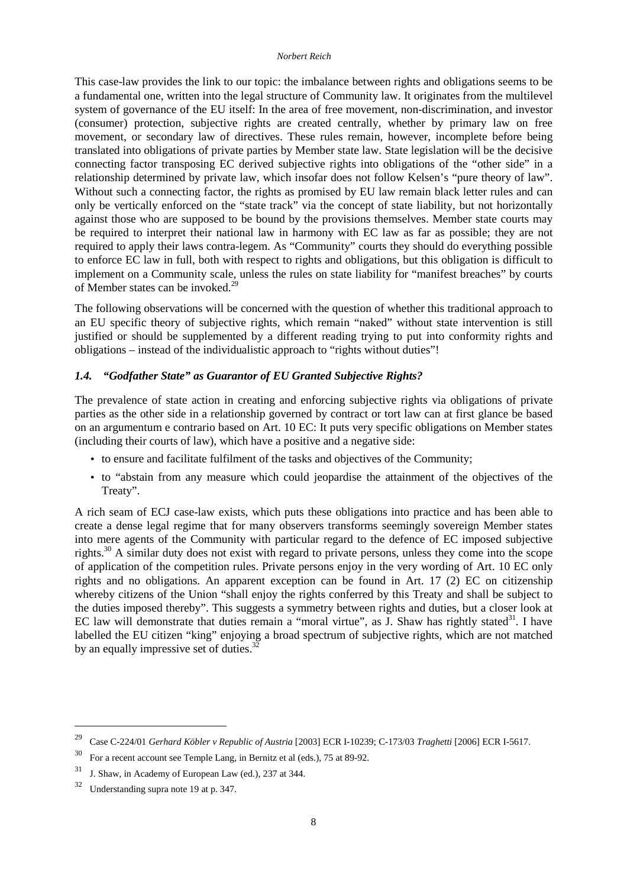This case-law provides the link to our topic: the imbalance between rights and obligations seems to be a fundamental one, written into the legal structure of Community law. It originates from the multilevel system of governance of the EU itself: In the area of free movement, non-discrimination, and investor (consumer) protection, subjective rights are created centrally, whether by primary law on free movement, or secondary law of directives. These rules remain, however, incomplete before being translated into obligations of private parties by Member state law. State legislation will be the decisive connecting factor transposing EC derived subjective rights into obligations of the "other side" in a relationship determined by private law, which insofar does not follow Kelsen's "pure theory of law". Without such a connecting factor, the rights as promised by EU law remain black letter rules and can only be vertically enforced on the "state track" via the concept of state liability, but not horizontally against those who are supposed to be bound by the provisions themselves. Member state courts may be required to interpret their national law in harmony with EC law as far as possible; they are not required to apply their laws contra-legem. As "Community" courts they should do everything possible to enforce EC law in full, both with respect to rights and obligations, but this obligation is difficult to implement on a Community scale, unless the rules on state liability for "manifest breaches" by courts of Member states can be invoked.[29]

The following observations will be concerned with the question of whether this traditional approach to an EU specific theory of subjective rights, which remain "naked" without state intervention is still justified or should be supplemented by a different reading trying to put into conformity rights and obligations – instead of the individualistic approach to "rights without duties"!

### *1.4. "Godfather State" as Guarantor of EU Granted Subjective Rights?*

The prevalence of state action in creating and enforcing subjective rights via obligations of private parties as the other side in a relationship governed by contract or tort law can at first glance be based on an argumentum e contrario based on Art. 10 EC: It puts very specific obligations on Member states (including their courts of law), which have a positive and a negative side:

- to ensure and facilitate fulfilment of the tasks and objectives of the Community;
- to "abstain from any measure which could jeopardise the attainment of the objectives of the Treaty".

A rich seam of ECJ case-law exists, which puts these obligations into practice and has been able to create a dense legal regime that for many observers transforms seemingly sovereign Member states into mere agents of the Community with particular regard to the defence of EC imposed subjective rights.[30] A similar duty does not exist with regard to private persons, unless they come into the scope of application of the competition rules. Private persons enjoy in the very wording of Art. 10 EC only rights and no obligations. An apparent exception can be found in Art. 17 (2) EC on citizenship whereby citizens of the Union "shall enjoy the rights conferred by this Treaty and shall be subject to the duties imposed thereby". This suggests a symmetry between rights and duties, but a closer look at EC law will demonstrate that duties remain a "moral virtue", as J. Shaw has rightly stated[31]. I have labelled the EU citizen "king" enjoying a broad spectrum of subjective rights, which are not matched by an equally impressive set of duties.[32]

---

[29] Case C-224/01 *Gerhard Köbler v Republic of Austria* [2003] ECR I-10239; C-173/03 *Traghetti* [2006] ECR I-5617.

[30] For a recent account see Temple Lang, in Bernitz et al (eds.), 75 at 89-92.

[31] J. Shaw, in Academy of European Law (ed.), 237 at 344.

[32] Understanding supra note 19 at p. 347.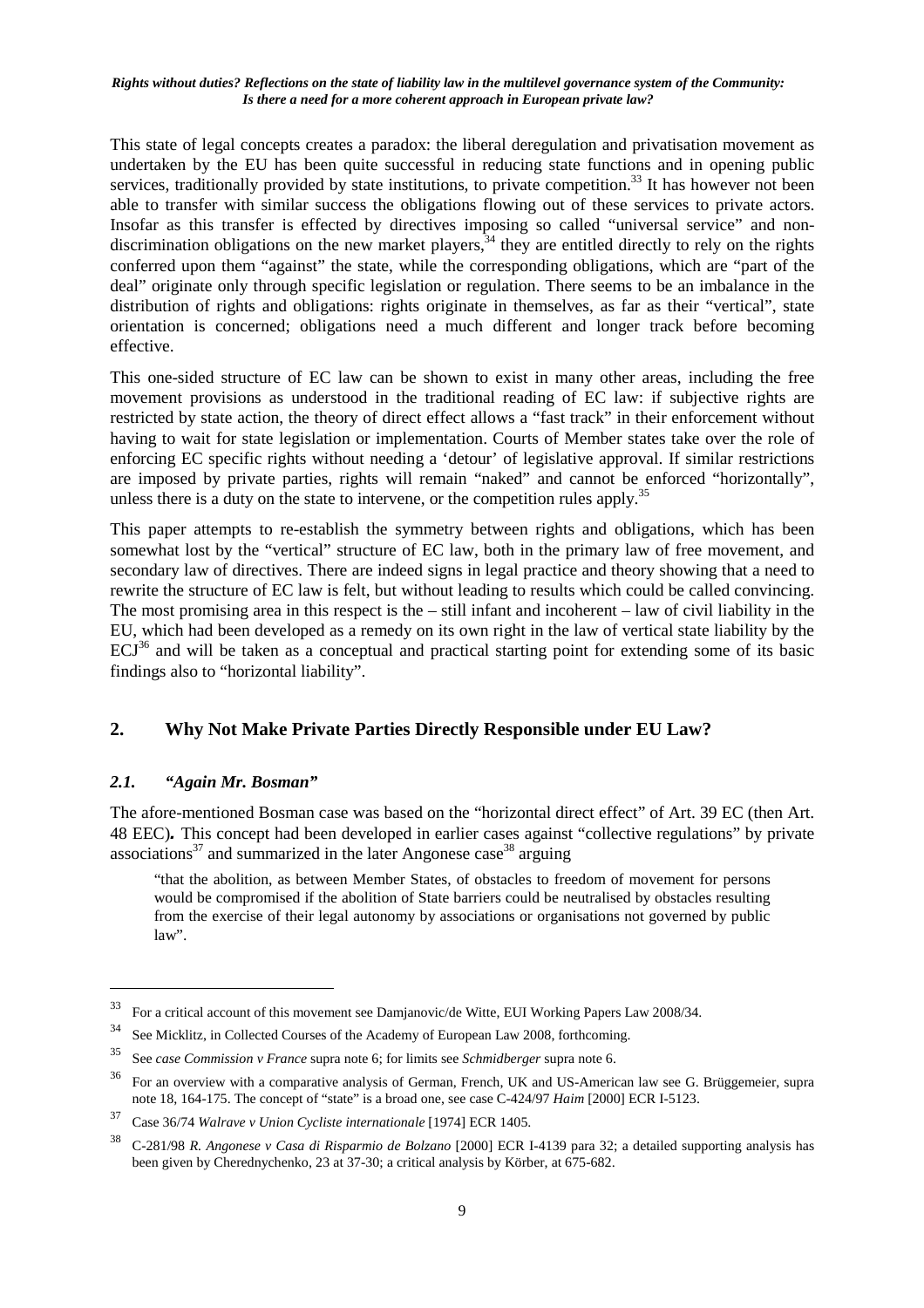This state of legal concepts creates a paradox: the liberal deregulation and privatisation movement as undertaken by the EU has been quite successful in reducing state functions and in opening public services, traditionally provided by state institutions, to private competition.[33] It has however not been able to transfer with similar success the obligations flowing out of these services to private actors. Insofar as this transfer is effected by directives imposing so called "universal service" and non-discrimination obligations on the new market players,[34] they are entitled directly to rely on the rights conferred upon them "against" the state, while the corresponding obligations, which are "part of the deal" originate only through specific legislation or regulation. There seems to be an imbalance in the distribution of rights and obligations: rights originate in themselves, as far as their "vertical", state orientation is concerned; obligations need a much different and longer track before becoming effective.

This one-sided structure of EC law can be shown to exist in many other areas, including the free movement provisions as understood in the traditional reading of EC law: if subjective rights are restricted by state action, the theory of direct effect allows a "fast track" in their enforcement without having to wait for state legislation or implementation. Courts of Member states take over the role of enforcing EC specific rights without needing a 'detour' of legislative approval. If similar restrictions are imposed by private parties, rights will remain "naked" and cannot be enforced "horizontally", unless there is a duty on the state to intervene, or the competition rules apply.[35]

This paper attempts to re-establish the symmetry between rights and obligations, which has been somewhat lost by the "vertical" structure of EC law, both in the primary law of free movement, and secondary law of directives. There are indeed signs in legal practice and theory showing that a need to rewrite the structure of EC law is felt, but without leading to results which could be called convincing. The most promising area in this respect is the – still infant and incoherent – law of civil liability in the EU, which had been developed as a remedy on its own right in the law of vertical state liability by the ECJ[36] and will be taken as a conceptual and practical starting point for extending some of its basic findings also to "horizontal liability".

## 2. Why Not Make Private Parties Directly Responsible under EU Law?

### *2.1. "Again Mr. Bosman"*

The afore-mentioned Bosman case was based on the "horizontal direct effect" of Art. 39 EC (then Art. 48 EEC)**.** This concept had been developed in earlier cases against "collective regulations" by private associations[37] and summarized in the later Angonese case[38] arguing

> "that the abolition, as between Member States, of obstacles to freedom of movement for persons would be compromised if the abolition of State barriers could be neutralised by obstacles resulting from the exercise of their legal autonomy by associations or organisations not governed by public law".

---

[33] For a critical account of this movement see Damjanovic/de Witte, EUI Working Papers Law 2008/34.

[34] See Micklitz, in Collected Courses of the Academy of European Law 2008, forthcoming.

[35] See *case Commission v France* supra note 6; for limits see *Schmidberger* supra note 6.

[36] For an overview with a comparative analysis of German, French, UK and US-American law see G. Brüggemeier, supra note 18, 164-175. The concept of "state" is a broad one, see case C-424/97 *Haim* [2000] ECR I-5123.

[37] Case 36/74 *Walrave v Union Cycliste internationale* [1974] ECR 1405.

[38] C-281/98 *R. Angonese v Casa di Risparmio de Bolzano* [2000] ECR I-4139 para 32; a detailed supporting analysis has been given by Cherednychenko, 23 at 37-30; a critical analysis by Körber, at 675-682.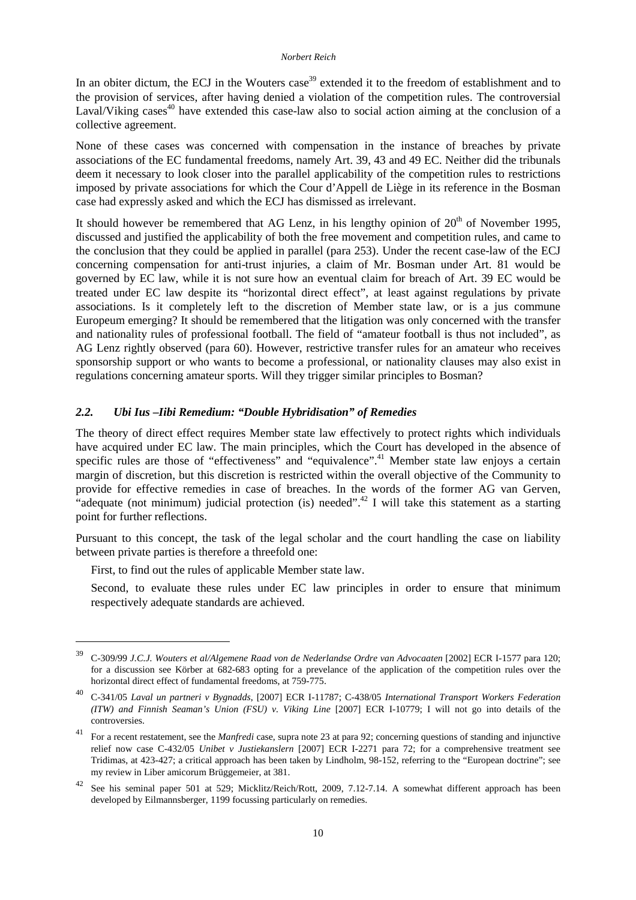In an obiter dictum, the ECJ in the Wouters case[39] extended it to the freedom of establishment and to the provision of services, after having denied a violation of the competition rules. The controversial Laval/Viking cases[40] have extended this case-law also to social action aiming at the conclusion of a collective agreement.

None of these cases was concerned with compensation in the instance of breaches by private associations of the EC fundamental freedoms, namely Art. 39, 43 and 49 EC. Neither did the tribunals deem it necessary to look closer into the parallel applicability of the competition rules to restrictions imposed by private associations for which the Cour d'Appell de Liège in its reference in the Bosman case had expressly asked and which the ECJ has dismissed as irrelevant.

It should however be remembered that AG Lenz, in his lengthy opinion of 20th of November 1995, discussed and justified the applicability of both the free movement and competition rules, and came to the conclusion that they could be applied in parallel (para 253). Under the recent case-law of the ECJ concerning compensation for anti-trust injuries, a claim of Mr. Bosman under Art. 81 would be governed by EC law, while it is not sure how an eventual claim for breach of Art. 39 EC would be treated under EC law despite its "horizontal direct effect", at least against regulations by private associations. Is it completely left to the discretion of Member state law, or is a jus commune Europeum emerging? It should be remembered that the litigation was only concerned with the transfer and nationality rules of professional football. The field of "amateur football is thus not included", as AG Lenz rightly observed (para 60). However, restrictive transfer rules for an amateur who receives sponsorship support or who wants to become a professional, or nationality clauses may also exist in regulations concerning amateur sports. Will they trigger similar principles to Bosman?

### *2.2. Ubi Ius –Iibi Remedium: "Double Hybridisation" of Remedies*

The theory of direct effect requires Member state law effectively to protect rights which individuals have acquired under EC law. The main principles, which the Court has developed in the absence of specific rules are those of "effectiveness" and "equivalence".[41] Member state law enjoys a certain margin of discretion, but this discretion is restricted within the overall objective of the Community to provide for effective remedies in case of breaches. In the words of the former AG van Gerven, "adequate (not minimum) judicial protection (is) needed".[42] I will take this statement as a starting point for further reflections.

Pursuant to this concept, the task of the legal scholar and the court handling the case on liability between private parties is therefore a threefold one:

First, to find out the rules of applicable Member state law.

Second, to evaluate these rules under EC law principles in order to ensure that minimum respectively adequate standards are achieved.

---

[39] C-309/99 *J.C.J. Wouters et al/Algemene Raad von de Nederlandse Ordre van Advocaaten* [2002] ECR I-1577 para 120; for a discussion see Körber at 682-683 opting for a prevelance of the application of the competition rules over the horizontal direct effect of fundamental freedoms, at 759-775.

[40] C-341/05 *Laval un partneri v Bygnadds*, [2007] ECR I-11787; C-438/05 *International Transport Workers Federation (ITW) and Finnish Seaman's Union (FSU) v. Viking Line* [2007] ECR I-10779; I will not go into details of the controversies.

[41] For a recent restatement, see the *Manfredi* case, supra note 23 at para 92; concerning questions of standing and injunctive relief now case C-432/05 *Unibet v Justiekanslern* [2007] ECR I-2271 para 72; for a comprehensive treatment see Tridimas, at 423-427; a critical approach has been taken by Lindholm, 98-152, referring to the "European doctrine"; see my review in Liber amicorum Brüggemeier, at 381.

[42] See his seminal paper 501 at 529; Micklitz/Reich/Rott, 2009, 7.12-7.14. A somewhat different approach has been developed by Eilmannsberger, 1199 focussing particularly on remedies.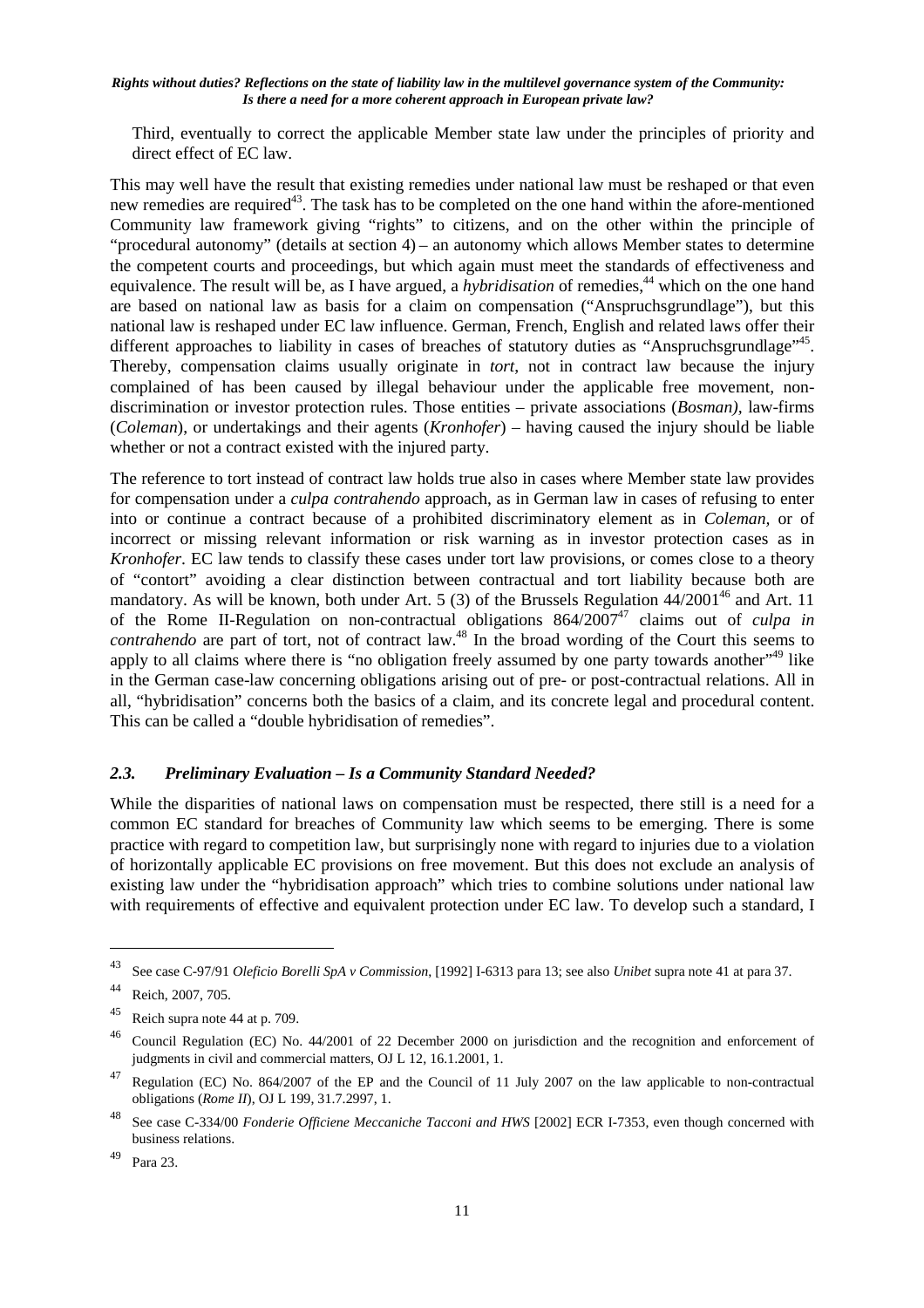Third, eventually to correct the applicable Member state law under the principles of priority and direct effect of EC law.

This may well have the result that existing remedies under national law must be reshaped or that even new remedies are required[43]. The task has to be completed on the one hand within the afore-mentioned Community law framework giving "rights" to citizens, and on the other within the principle of "procedural autonomy" (details at section 4) – an autonomy which allows Member states to determine the competent courts and proceedings, but which again must meet the standards of effectiveness and equivalence. The result will be, as I have argued, a *hybridisation* of remedies,[44] which on the one hand are based on national law as basis for a claim on compensation ("Anspruchsgrundlage"), but this national law is reshaped under EC law influence. German, French, English and related laws offer their different approaches to liability in cases of breaches of statutory duties as "Anspruchsgrundlage"[45]. Thereby, compensation claims usually originate in *tort*, not in contract law because the injury complained of has been caused by illegal behaviour under the applicable free movement, non-discrimination or investor protection rules. Those entities – private associations (*Bosman)*, law-firms (*Coleman*), or undertakings and their agents (*Kronhofer*) – having caused the injury should be liable whether or not a contract existed with the injured party.

The reference to tort instead of contract law holds true also in cases where Member state law provides for compensation under a *culpa contrahendo* approach, as in German law in cases of refusing to enter into or continue a contract because of a prohibited discriminatory element as in *Coleman*, or of incorrect or missing relevant information or risk warning as in investor protection cases as in *Kronhofer*. EC law tends to classify these cases under tort law provisions, or comes close to a theory of "contort" avoiding a clear distinction between contractual and tort liability because both are mandatory. As will be known, both under Art. 5 (3) of the Brussels Regulation 44/2001[46] and Art. 11 of the Rome II-Regulation on non-contractual obligations 864/2007[47] claims out of *culpa in contrahendo* are part of tort, not of contract law.[48] In the broad wording of the Court this seems to apply to all claims where there is "no obligation freely assumed by one party towards another"[49] like in the German case-law concerning obligations arising out of pre- or post-contractual relations. All in all, "hybridisation" concerns both the basics of a claim, and its concrete legal and procedural content. This can be called a "double hybridisation of remedies".

### *2.3. Preliminary Evaluation – Is a Community Standard Needed?*

While the disparities of national laws on compensation must be respected, there still is a need for a common EC standard for breaches of Community law which seems to be emerging. There is some practice with regard to competition law, but surprisingly none with regard to injuries due to a violation of horizontally applicable EC provisions on free movement. But this does not exclude an analysis of existing law under the "hybridisation approach" which tries to combine solutions under national law with requirements of effective and equivalent protection under EC law. To develop such a standard, I

---

[43] See case C-97/91 *Oleficio Borelli SpA v Commission*, [1992] I-6313 para 13; see also *Unibet* supra note 41 at para 37.

[44] Reich, 2007, 705.

[45] Reich supra note 44 at p. 709.

[46] Council Regulation (EC) No. 44/2001 of 22 December 2000 on jurisdiction and the recognition and enforcement of judgments in civil and commercial matters, OJ L 12, 16.1.2001, 1.

[47] Regulation (EC) No. 864/2007 of the EP and the Council of 11 July 2007 on the law applicable to non-contractual obligations (*Rome II*), OJ L 199, 31.7.2997, 1.

[48] See case C-334/00 *Fonderie Officiene Meccaniche Tacconi and HWS* [2002] ECR I-7353, even though concerned with business relations.

[49] Para 23.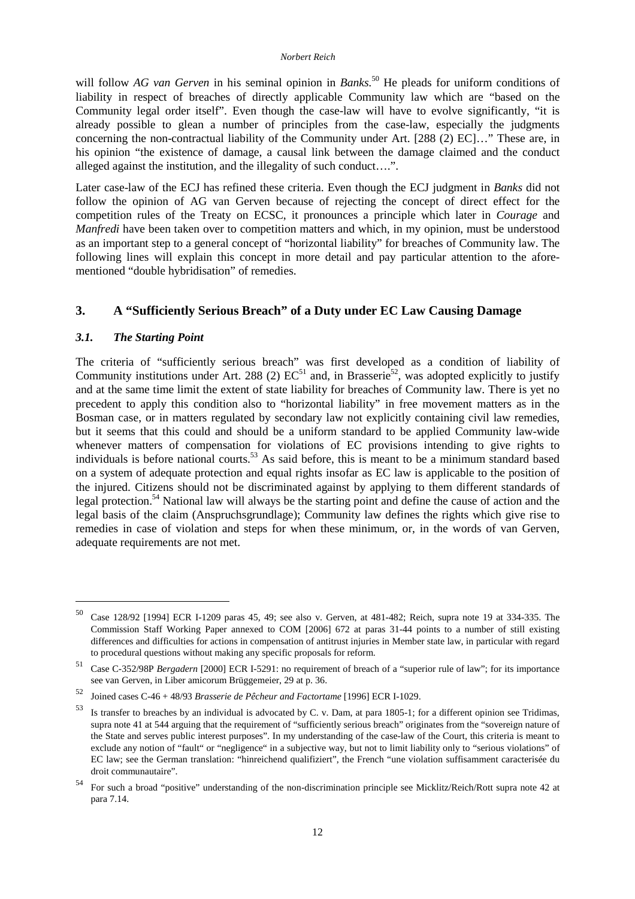will follow *AG van Gerven* in his seminal opinion in *Banks*.[50] He pleads for uniform conditions of liability in respect of breaches of directly applicable Community law which are "based on the Community legal order itself". Even though the case-law will have to evolve significantly, "it is already possible to glean a number of principles from the case-law, especially the judgments concerning the non-contractual liability of the Community under Art. [288 (2) EC]…" These are, in his opinion "the existence of damage, a causal link between the damage claimed and the conduct alleged against the institution, and the illegality of such conduct….".

Later case-law of the ECJ has refined these criteria. Even though the ECJ judgment in *Banks* did not follow the opinion of AG van Gerven because of rejecting the concept of direct effect for the competition rules of the Treaty on ECSC, it pronounces a principle which later in *Courage* and *Manfredi* have been taken over to competition matters and which, in my opinion, must be understood as an important step to a general concept of "horizontal liability" for breaches of Community law. The following lines will explain this concept in more detail and pay particular attention to the afore-mentioned "double hybridisation" of remedies.

## 3. A "Sufficiently Serious Breach" of a Duty under EC Law Causing Damage

### *3.1. The Starting Point*

The criteria of "sufficiently serious breach" was first developed as a condition of liability of Community institutions under Art. 288 (2) EC[51] and, in Brasserie[52], was adopted explicitly to justify and at the same time limit the extent of state liability for breaches of Community law. There is yet no precedent to apply this condition also to "horizontal liability" in free movement matters as in the Bosman case, or in matters regulated by secondary law not explicitly containing civil law remedies, but it seems that this could and should be a uniform standard to be applied Community law-wide whenever matters of compensation for violations of EC provisions intending to give rights to individuals is before national courts.[53] As said before, this is meant to be a minimum standard based on a system of adequate protection and equal rights insofar as EC law is applicable to the position of the injured. Citizens should not be discriminated against by applying to them different standards of legal protection.[54] National law will always be the starting point and define the cause of action and the legal basis of the claim (Anspruchsgrundlage); Community law defines the rights which give rise to remedies in case of violation and steps for when these minimum, or, in the words of van Gerven, adequate requirements are not met.

---

[50] Case 128/92 [1994] ECR I-1209 paras 45, 49; see also v. Gerven, at 481-482; Reich, supra note 19 at 334-335. The Commission Staff Working Paper annexed to COM [2006] 672 at paras 31-44 points to a number of still existing differences and difficulties for actions in compensation of antitrust injuries in Member state law, in particular with regard to procedural questions without making any specific proposals for reform.

[51] Case C-352/98P *Bergadern* [2000] ECR I-5291: no requirement of breach of a "superior rule of law"; for its importance see van Gerven, in Liber amicorum Brüggemeier, 29 at p. 36.

[52] Joined cases C-46 + 48/93 *Brasserie de Pêcheur and Factortame* [1996] ECR I-1029.

[53] Is transfer to breaches by an individual is advocated by C. v. Dam, at para 1805-1; for a different opinion see Tridimas, supra note 41 at 544 arguing that the requirement of "sufficiently serious breach" originates from the "sovereign nature of the State and serves public interest purposes". In my understanding of the case-law of the Court, this criteria is meant to exclude any notion of "fault" or "negligence" in a subjective way, but not to limit liability only to "serious violations" of EC law; see the German translation: "hinreichend qualifiziert", the French "une violation suffisamment caracterisée du droit communautaire".

[54] For such a broad "positive" understanding of the non-discrimination principle see Micklitz/Reich/Rott supra note 42 at para 7.14.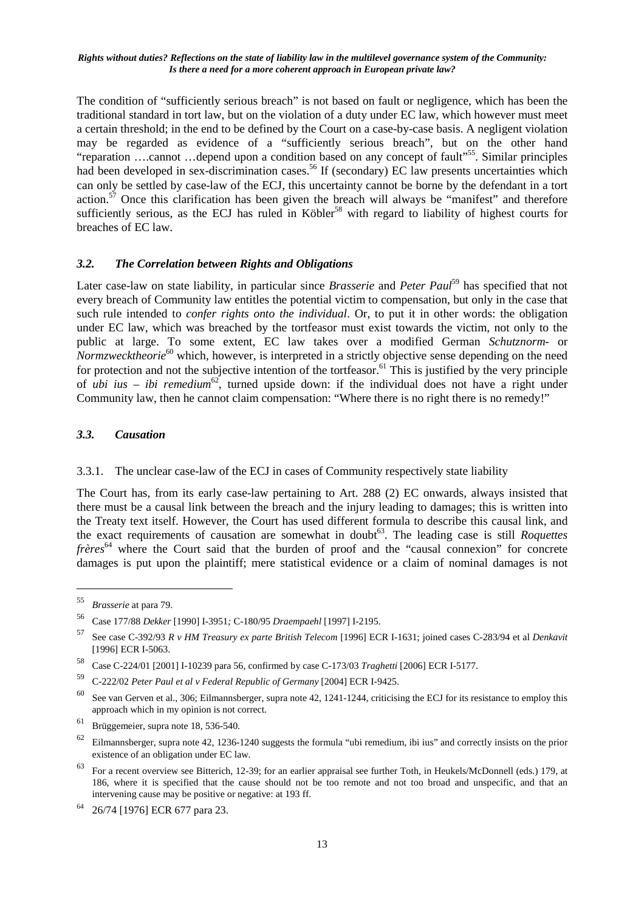The condition of "sufficiently serious breach" is not based on fault or negligence, which has been the traditional standard in tort law, but on the violation of a duty under EC law, which however must meet a certain threshold; in the end to be defined by the Court on a case-by-case basis. A negligent violation may be regarded as evidence of a "sufficiently serious breach", but on the other hand "reparation ….cannot …depend upon a condition based on any concept of fault"[55]. Similar principles had been developed in sex-discrimination cases.[56] If (secondary) EC law presents uncertainties which can only be settled by case-law of the ECJ, this uncertainty cannot be borne by the defendant in a tort action.[57] Once this clarification has been given the breach will always be "manifest" and therefore sufficiently serious, as the ECJ has ruled in Köbler[58] with regard to liability of highest courts for breaches of EC law.

### *3.2. The Correlation between Rights and Obligations*

Later case-law on state liability, in particular since *Brasserie* and *Peter Paul*[59] has specified that not every breach of Community law entitles the potential victim to compensation, but only in the case that such rule intended to *confer rights onto the individual*. Or, to put it in other words: the obligation under EC law, which was breached by the tortfeasor must exist towards the victim, not only to the public at large. To some extent, EC law takes over a modified German *Schutznorm-* or *Normzwecktheorie*[60] which, however, is interpreted in a strictly objective sense depending on the need for protection and not the subjective intention of the tortfeasor.[61] This is justified by the very principle of *ubi ius – ibi remedium*[62], turned upside down: if the individual does not have a right under Community law, then he cannot claim compensation: "Where there is no right there is no remedy!"

### *3.3. Causation*

#### 3.3.1. The unclear case-law of the ECJ in cases of Community respectively state liability

The Court has, from its early case-law pertaining to Art. 288 (2) EC onwards, always insisted that there must be a causal link between the breach and the injury leading to damages; this is written into the Treaty text itself. However, the Court has used different formula to describe this causal link, and the exact requirements of causation are somewhat in doubt[63]. The leading case is still *Roquettes frères*[64] where the Court said that the burden of proof and the "causal connexion" for concrete damages is put upon the plaintiff; mere statistical evidence or a claim of nominal damages is not

---

[55] *Brasserie* at para 79.

[56] Case 177/88 *Dekker* [1990] I-3951*;* C-180/95 *Draempaehl* [1997] I-2195.

[57] See case C-392/93 *R v HM Treasury ex parte British Telecom* [1996] ECR I-1631; joined cases C-283/94 et al *Denkavit* [1996] ECR I-5063.

[58] Case C-224/01 [2001] I-10239 para 56, confirmed by case C-173/03 *Traghetti* [2006] ECR I-5177.

[59] C-222/02 *Peter Paul et al v Federal Republic of Germany* [2004] ECR I-9425.

[60] See van Gerven et al., 306; Eilmannsberger, supra note 42, 1241-1244, criticising the ECJ for its resistance to employ this approach which in my opinion is not correct.

[61] Brüggemeier, supra note 18, 536-540.

[62] Eilmannsberger, supra note 42, 1236-1240 suggests the formula "ubi remedium, ibi ius" and correctly insists on the prior existence of an obligation under EC law.

[63] For a recent overview see Bitterich, 12-39; for an earlier appraisal see further Toth, in Heukels/McDonnell (eds.) 179, at 186, where it is specified that the cause should not be too remote and not too broad and unspecific, and that an intervening cause may be positive or negative: at 193 ff.

[64] 26/74 [1976] ECR 677 para 23.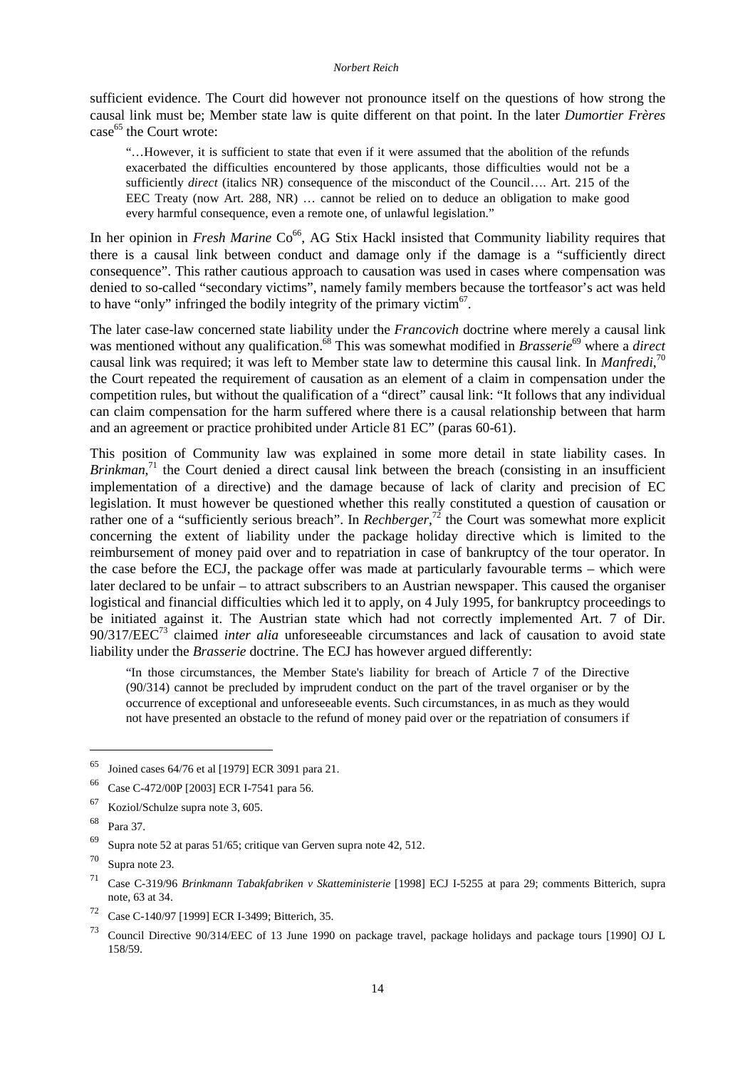sufficient evidence. The Court did however not pronounce itself on the questions of how strong the causal link must be; Member state law is quite different on that point. In the later *Dumortier Frères* case[65] the Court wrote:

> "…However, it is sufficient to state that even if it were assumed that the abolition of the refunds exacerbated the difficulties encountered by those applicants, those difficulties would not be a sufficiently *direct* (italics NR) consequence of the misconduct of the Council…. Art. 215 of the EEC Treaty (now Art. 288, NR) … cannot be relied on to deduce an obligation to make good every harmful consequence, even a remote one, of unlawful legislation."

In her opinion in *Fresh Marine* Co[66], AG Stix Hackl insisted that Community liability requires that there is a causal link between conduct and damage only if the damage is a "sufficiently direct consequence". This rather cautious approach to causation was used in cases where compensation was denied to so-called "secondary victims", namely family members because the tortfeasor's act was held to have "only" infringed the bodily integrity of the primary victim[67].

The later case-law concerned state liability under the *Francovich* doctrine where merely a causal link was mentioned without any qualification.[68] This was somewhat modified in *Brasserie*[69] where a *direct* causal link was required; it was left to Member state law to determine this causal link. In *Manfredi*,[70] the Court repeated the requirement of causation as an element of a claim in compensation under the competition rules, but without the qualification of a "direct" causal link: "It follows that any individual can claim compensation for the harm suffered where there is a causal relationship between that harm and an agreement or practice prohibited under Article 81 EC" (paras 60-61).

This position of Community law was explained in some more detail in state liability cases. In *Brinkman*,[71] the Court denied a direct causal link between the breach (consisting in an insufficient implementation of a directive) and the damage because of lack of clarity and precision of EC legislation. It must however be questioned whether this really constituted a question of causation or rather one of a "sufficiently serious breach". In *Rechberger*,[72] the Court was somewhat more explicit concerning the extent of liability under the package holiday directive which is limited to the reimbursement of money paid over and to repatriation in case of bankruptcy of the tour operator. In the case before the ECJ, the package offer was made at particularly favourable terms – which were later declared to be unfair – to attract subscribers to an Austrian newspaper. This caused the organiser logistical and financial difficulties which led it to apply, on 4 July 1995, for bankruptcy proceedings to be initiated against it. The Austrian state which had not correctly implemented Art. 7 of Dir. 90/317/EEC[73] claimed *inter alia* unforeseeable circumstances and lack of causation to avoid state liability under the *Brasserie* doctrine. The ECJ has however argued differently:

> "In those circumstances, the Member State's liability for breach of Article 7 of the Directive (90/314) cannot be precluded by imprudent conduct on the part of the travel organiser or by the occurrence of exceptional and unforeseeable events. Such circumstances, in as much as they would not have presented an obstacle to the refund of money paid over or the repatriation of consumers if

---

[65] Joined cases 64/76 et al [1979] ECR 3091 para 21.

[66] Case C-472/00P [2003] ECR I-7541 para 56.

[67] Koziol/Schulze supra note 3, 605.

[68] Para 37.

[69] Supra note 52 at paras 51/65; critique van Gerven supra note 42, 512.

[70] Supra note 23.

[71] Case C-319/96 *Brinkmann Tabakfabriken v Skatteministerie* [1998] ECJ I-5255 at para 29; comments Bitterich, supra note, 63 at 34.

[72] Case C-140/97 [1999] ECR I-3499; Bitterich, 35.

[73] Council Directive 90/314/EEC of 13 June 1990 on package travel, package holidays and package tours [1990] OJ L 158/59.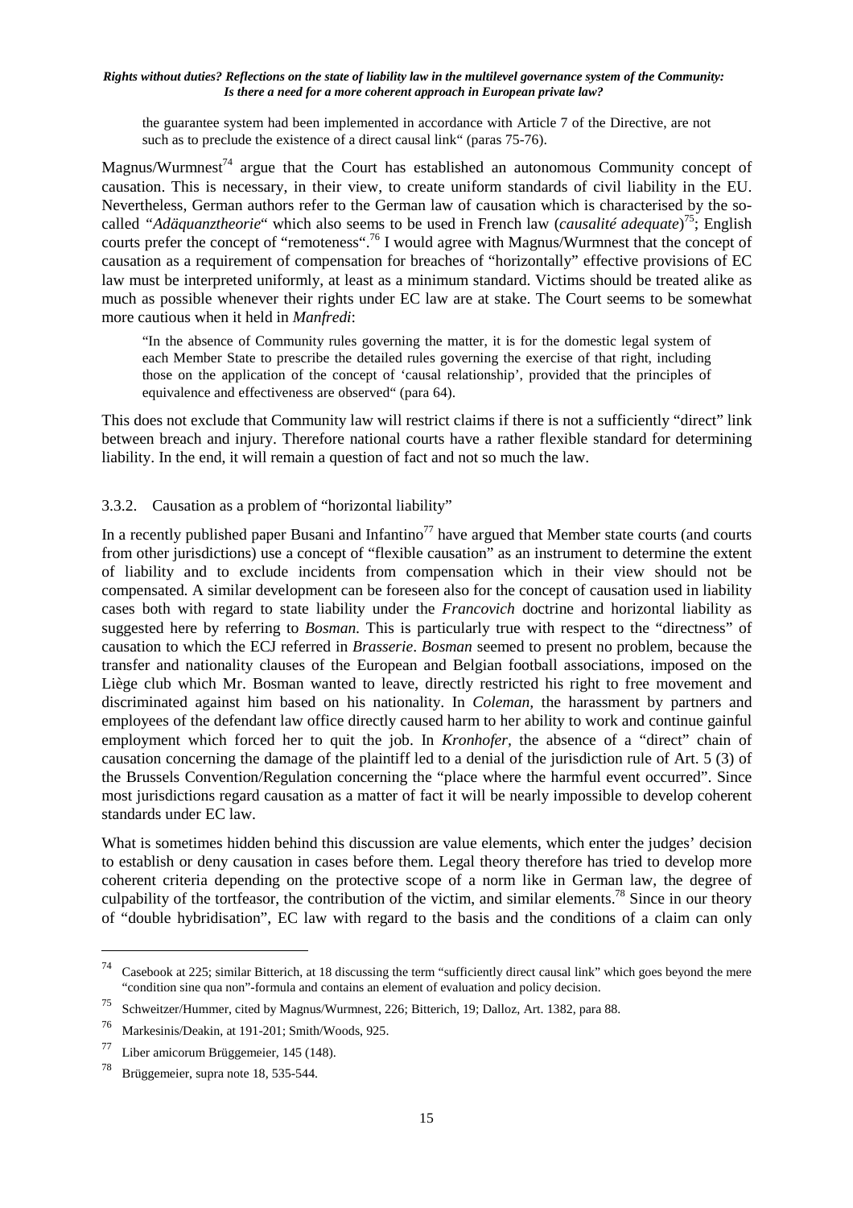the guarantee system had been implemented in accordance with Article 7 of the Directive, are not such as to preclude the existence of a direct causal link" (paras 75-76).

Magnus/Wurmnest[74] argue that the Court has established an autonomous Community concept of causation. This is necessary, in their view, to create uniform standards of civil liability in the EU. Nevertheless, German authors refer to the German law of causation which is characterised by the so-called "*Adäquanztheorie*" which also seems to be used in French law (*causalité adequate*)[75]; English courts prefer the concept of "remoteness".[76] I would agree with Magnus/Wurmnest that the concept of causation as a requirement of compensation for breaches of "horizontally" effective provisions of EC law must be interpreted uniformly, at least as a minimum standard. Victims should be treated alike as much as possible whenever their rights under EC law are at stake. The Court seems to be somewhat more cautious when it held in *Manfredi*:

> "In the absence of Community rules governing the matter, it is for the domestic legal system of each Member State to prescribe the detailed rules governing the exercise of that right, including those on the application of the concept of 'causal relationship', provided that the principles of equivalence and effectiveness are observed" (para 64).

This does not exclude that Community law will restrict claims if there is not a sufficiently "direct" link between breach and injury. Therefore national courts have a rather flexible standard for determining liability. In the end, it will remain a question of fact and not so much the law.

### 3.3.2. Causation as a problem of "horizontal liability"

In a recently published paper Busani and Infantino[77] have argued that Member state courts (and courts from other jurisdictions) use a concept of "flexible causation" as an instrument to determine the extent of liability and to exclude incidents from compensation which in their view should not be compensated. A similar development can be foreseen also for the concept of causation used in liability cases both with regard to state liability under the *Francovich* doctrine and horizontal liability as suggested here by referring to *Bosman*. This is particularly true with respect to the "directness" of causation to which the ECJ referred in *Brasserie*. *Bosman* seemed to present no problem, because the transfer and nationality clauses of the European and Belgian football associations, imposed on the Liège club which Mr. Bosman wanted to leave, directly restricted his right to free movement and discriminated against him based on his nationality. In *Coleman*, the harassment by partners and employees of the defendant law office directly caused harm to her ability to work and continue gainful employment which forced her to quit the job. In *Kronhofer*, the absence of a "direct" chain of causation concerning the damage of the plaintiff led to a denial of the jurisdiction rule of Art. 5 (3) of the Brussels Convention/Regulation concerning the "place where the harmful event occurred". Since most jurisdictions regard causation as a matter of fact it will be nearly impossible to develop coherent standards under EC law.

What is sometimes hidden behind this discussion are value elements, which enter the judges' decision to establish or deny causation in cases before them. Legal theory therefore has tried to develop more coherent criteria depending on the protective scope of a norm like in German law, the degree of culpability of the tortfeasor, the contribution of the victim, and similar elements.[78] Since in our theory of "double hybridisation", EC law with regard to the basis and the conditions of a claim can only

---

[74] Casebook at 225; similar Bitterich, at 18 discussing the term "sufficiently direct causal link" which goes beyond the mere "condition sine qua non"-formula and contains an element of evaluation and policy decision.

[75] Schweitzer/Hummer, cited by Magnus/Wurmnest, 226; Bitterich, 19; Dalloz, Art. 1382, para 88.

[76] Markesinis/Deakin, at 191-201; Smith/Woods, 925.

[77] Liber amicorum Brüggemeier, 145 (148).

[78] Brüggemeier, supra note 18, 535-544.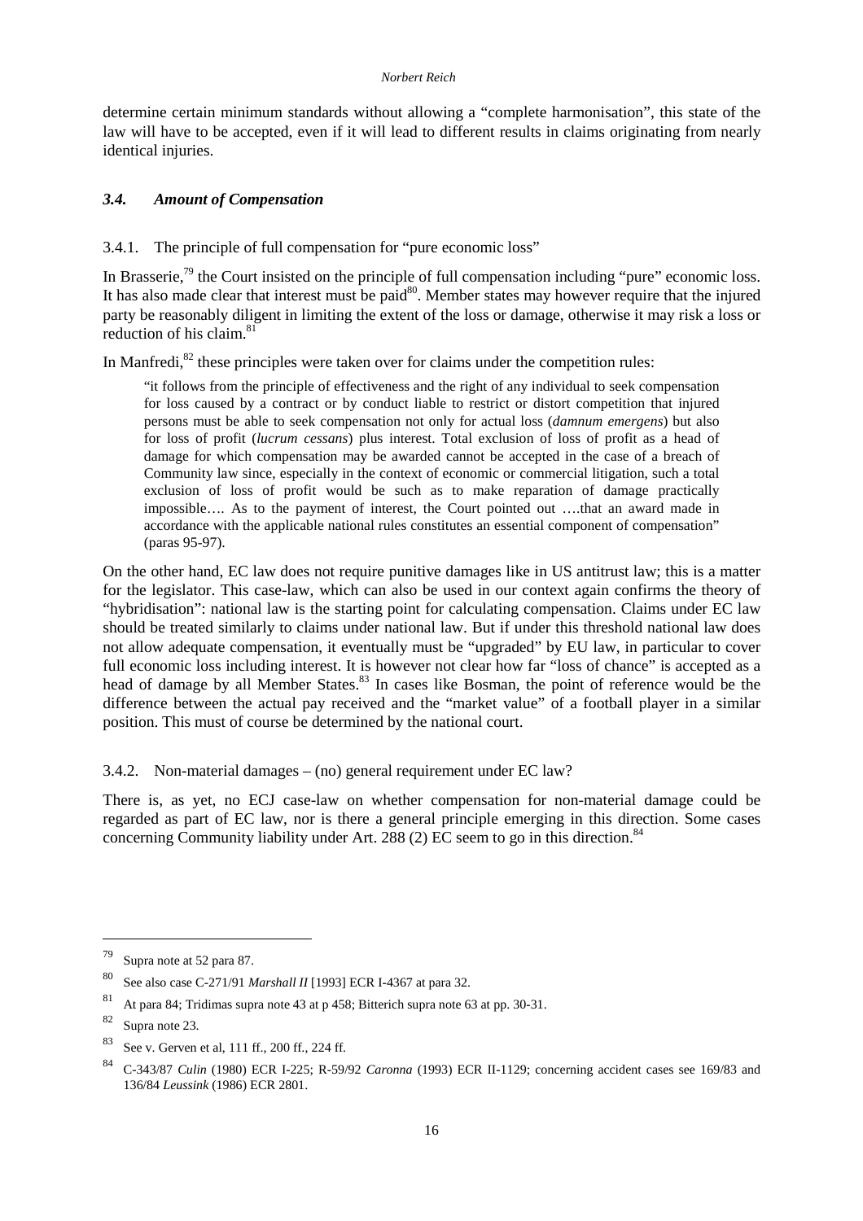determine certain minimum standards without allowing a "complete harmonisation", this state of the law will have to be accepted, even if it will lead to different results in claims originating from nearly identical injuries.

### *3.4. Amount of Compensation*

#### 3.4.1. The principle of full compensation for "pure economic loss"

In Brasserie,[79] the Court insisted on the principle of full compensation including "pure" economic loss. It has also made clear that interest must be paid[80]. Member states may however require that the injured party be reasonably diligent in limiting the extent of the loss or damage, otherwise it may risk a loss or reduction of his claim.[81]

In Manfredi,[82] these principles were taken over for claims under the competition rules:

> "it follows from the principle of effectiveness and the right of any individual to seek compensation for loss caused by a contract or by conduct liable to restrict or distort competition that injured persons must be able to seek compensation not only for actual loss (*damnum emergens*) but also for loss of profit (*lucrum cessans*) plus interest. Total exclusion of loss of profit as a head of damage for which compensation may be awarded cannot be accepted in the case of a breach of Community law since, especially in the context of economic or commercial litigation, such a total exclusion of loss of profit would be such as to make reparation of damage practically impossible…. As to the payment of interest, the Court pointed out ….that an award made in accordance with the applicable national rules constitutes an essential component of compensation" (paras 95-97).

On the other hand, EC law does not require punitive damages like in US antitrust law; this is a matter for the legislator. This case-law, which can also be used in our context again confirms the theory of "hybridisation": national law is the starting point for calculating compensation. Claims under EC law should be treated similarly to claims under national law. But if under this threshold national law does not allow adequate compensation, it eventually must be "upgraded" by EU law, in particular to cover full economic loss including interest. It is however not clear how far "loss of chance" is accepted as a head of damage by all Member States.[83] In cases like Bosman, the point of reference would be the difference between the actual pay received and the "market value" of a football player in a similar position. This must of course be determined by the national court.

#### 3.4.2. Non-material damages – (no) general requirement under EC law?

There is, as yet, no ECJ case-law on whether compensation for non-material damage could be regarded as part of EC law, nor is there a general principle emerging in this direction. Some cases concerning Community liability under Art. 288 (2) EC seem to go in this direction.[84]

---

[79] Supra note at 52 para 87.

[80] See also case C-271/91 *Marshall II* [1993] ECR I-4367 at para 32.

[81] At para 84; Tridimas supra note 43 at p 458; Bitterich supra note 63 at pp. 30-31.

[82] Supra note 23.

[83] See v. Gerven et al, 111 ff., 200 ff., 224 ff.

[84] C-343/87 *Culin* (1980) ECR I-225; R-59/92 *Caronna* (1993) ECR II-1129; concerning accident cases see 169/83 and 136/84 *Leussink* (1986) ECR 2801.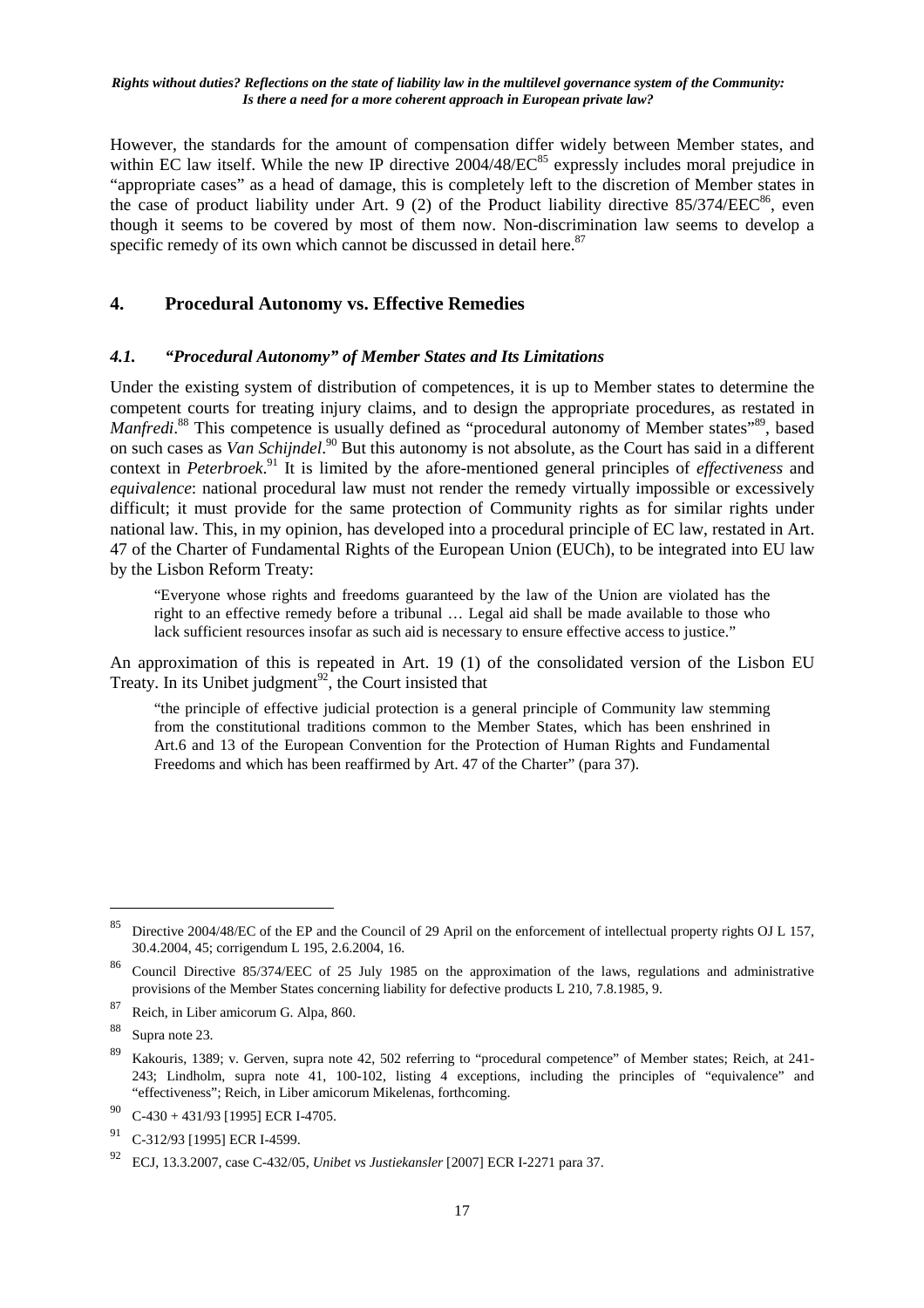However, the standards for the amount of compensation differ widely between Member states, and within EC law itself. While the new IP directive 2004/48/EC[85] expressly includes moral prejudice in "appropriate cases" as a head of damage, this is completely left to the discretion of Member states in the case of product liability under Art. 9 (2) of the Product liability directive 85/374/EEC[86], even though it seems to be covered by most of them now. Non-discrimination law seems to develop a specific remedy of its own which cannot be discussed in detail here.[87]

## 4. Procedural Autonomy vs. Effective Remedies

### *4.1. "Procedural Autonomy" of Member States and Its Limitations*

Under the existing system of distribution of competences, it is up to Member states to determine the competent courts for treating injury claims, and to design the appropriate procedures, as restated in *Manfredi*.[88] This competence is usually defined as "procedural autonomy of Member states"[89], based on such cases as *Van Schijndel*.[90] But this autonomy is not absolute, as the Court has said in a different context in *Peterbroek*.[91] It is limited by the afore-mentioned general principles of *effectiveness* and *equivalence*: national procedural law must not render the remedy virtually impossible or excessively difficult; it must provide for the same protection of Community rights as for similar rights under national law. This, in my opinion, has developed into a procedural principle of EC law, restated in Art. 47 of the Charter of Fundamental Rights of the European Union (EUCh), to be integrated into EU law by the Lisbon Reform Treaty:

> "Everyone whose rights and freedoms guaranteed by the law of the Union are violated has the right to an effective remedy before a tribunal … Legal aid shall be made available to those who lack sufficient resources insofar as such aid is necessary to ensure effective access to justice."

An approximation of this is repeated in Art. 19 (1) of the consolidated version of the Lisbon EU Treaty. In its Unibet judgment[92], the Court insisted that

> "the principle of effective judicial protection is a general principle of Community law stemming from the constitutional traditions common to the Member States, which has been enshrined in Art.6 and 13 of the European Convention for the Protection of Human Rights and Fundamental Freedoms and which has been reaffirmed by Art. 47 of the Charter" (para 37).

---

[85] Directive 2004/48/EC of the EP and the Council of 29 April on the enforcement of intellectual property rights OJ L 157, 30.4.2004, 45; corrigendum L 195, 2.6.2004, 16.

[86] Council Directive 85/374/EEC of 25 July 1985 on the approximation of the laws, regulations and administrative provisions of the Member States concerning liability for defective products L 210, 7.8.1985, 9.

[87] Reich, in Liber amicorum G. Alpa, 860.

[88] Supra note 23.

[89] Kakouris, 1389; v. Gerven, supra note 42, 502 referring to "procedural competence" of Member states; Reich, at 241-243; Lindholm, supra note 41, 100-102, listing 4 exceptions, including the principles of "equivalence" and "effectiveness"; Reich, in Liber amicorum Mikelenas, forthcoming.

[90] C-430 + 431/93 [1995] ECR I-4705.

[91] C-312/93 [1995] ECR I-4599.

[92] ECJ, 13.3.2007, case C-432/05, *Unibet vs Justiekansler* [2007] ECR I-2271 para 37.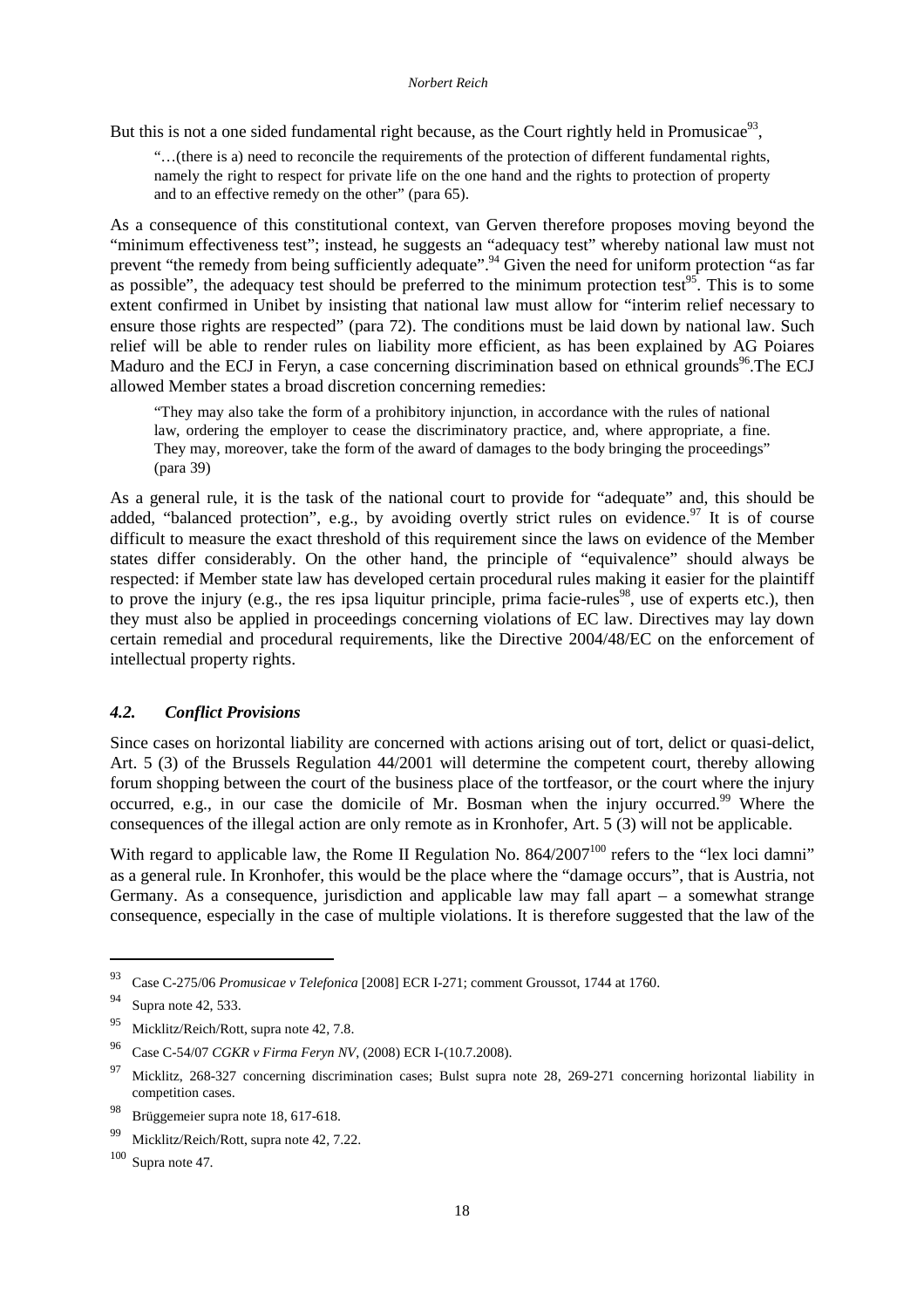But this is not a one sided fundamental right because, as the Court rightly held in Promusicae[93],

> "…(there is a) need to reconcile the requirements of the protection of different fundamental rights, namely the right to respect for private life on the one hand and the rights to protection of property and to an effective remedy on the other" (para 65).

As a consequence of this constitutional context, van Gerven therefore proposes moving beyond the "minimum effectiveness test"; instead, he suggests an "adequacy test" whereby national law must not prevent "the remedy from being sufficiently adequate".[94] Given the need for uniform protection "as far as possible", the adequacy test should be preferred to the minimum protection test[95]. This is to some extent confirmed in Unibet by insisting that national law must allow for "interim relief necessary to ensure those rights are respected" (para 72). The conditions must be laid down by national law. Such relief will be able to render rules on liability more efficient, as has been explained by AG Poiares Maduro and the ECJ in Feryn, a case concerning discrimination based on ethnical grounds[96].The ECJ allowed Member states a broad discretion concerning remedies:

> "They may also take the form of a prohibitory injunction, in accordance with the rules of national law, ordering the employer to cease the discriminatory practice, and, where appropriate, a fine. They may, moreover, take the form of the award of damages to the body bringing the proceedings" (para 39)

As a general rule, it is the task of the national court to provide for "adequate" and, this should be added, "balanced protection", e.g., by avoiding overtly strict rules on evidence.[97] It is of course difficult to measure the exact threshold of this requirement since the laws on evidence of the Member states differ considerably. On the other hand, the principle of "equivalence" should always be respected: if Member state law has developed certain procedural rules making it easier for the plaintiff to prove the injury (e.g., the res ipsa liquitur principle, prima facie-rules[98], use of experts etc.), then they must also be applied in proceedings concerning violations of EC law. Directives may lay down certain remedial and procedural requirements, like the Directive 2004/48/EC on the enforcement of intellectual property rights.

### *4.2. Conflict Provisions*

Since cases on horizontal liability are concerned with actions arising out of tort, delict or quasi-delict, Art. 5 (3) of the Brussels Regulation 44/2001 will determine the competent court, thereby allowing forum shopping between the court of the business place of the tortfeasor, or the court where the injury occurred, e.g., in our case the domicile of Mr. Bosman when the injury occurred.[99] Where the consequences of the illegal action are only remote as in Kronhofer, Art. 5 (3) will not be applicable.

With regard to applicable law, the Rome II Regulation No. 864/2007[100] refers to the "lex loci damni" as a general rule. In Kronhofer, this would be the place where the "damage occurs", that is Austria, not Germany. As a consequence, jurisdiction and applicable law may fall apart – a somewhat strange consequence, especially in the case of multiple violations. It is therefore suggested that the law of the

---

[93] Case C-275/06 *Promusicae v Telefonica* [2008] ECR I-271; comment Groussot, 1744 at 1760.

[94] Supra note 42, 533.

[95] Micklitz/Reich/Rott, supra note 42, 7.8.

[96] Case C-54/07 *CGKR v Firma Feryn NV*, (2008) ECR I-(10.7.2008).

[97] Micklitz, 268-327 concerning discrimination cases; Bulst supra note 28, 269-271 concerning horizontal liability in competition cases.

[98] Brüggemeier supra note 18, 617-618.

[99] Micklitz/Reich/Rott, supra note 42, 7.22.

[100] Supra note 47.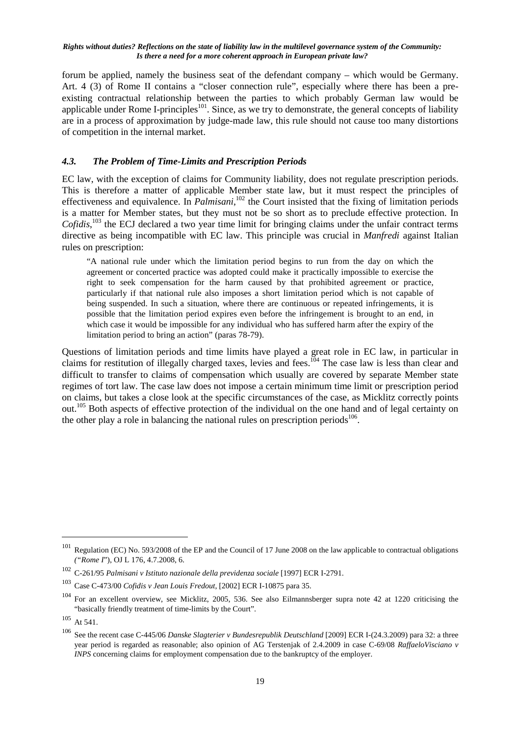forum be applied, namely the business seat of the defendant company – which would be Germany. Art. 4 (3) of Rome II contains a "closer connection rule", especially where there has been a pre-existing contractual relationship between the parties to which probably German law would be applicable under Rome I-principles[101]. Since, as we try to demonstrate, the general concepts of liability are in a process of approximation by judge-made law, this rule should not cause too many distortions of competition in the internal market.

### *4.3. The Problem of Time-Limits and Prescription Periods*

EC law, with the exception of claims for Community liability, does not regulate prescription periods. This is therefore a matter of applicable Member state law, but it must respect the principles of effectiveness and equivalence. In *Palmisani*,[102] the Court insisted that the fixing of limitation periods is a matter for Member states, but they must not be so short as to preclude effective protection. In *Cofidis*,[103] the ECJ declared a two year time limit for bringing claims under the unfair contract terms directive as being incompatible with EC law. This principle was crucial in *Manfredi* against Italian rules on prescription:

> "A national rule under which the limitation period begins to run from the day on which the agreement or concerted practice was adopted could make it practically impossible to exercise the right to seek compensation for the harm caused by that prohibited agreement or practice, particularly if that national rule also imposes a short limitation period which is not capable of being suspended. In such a situation, where there are continuous or repeated infringements, it is possible that the limitation period expires even before the infringement is brought to an end, in which case it would be impossible for any individual who has suffered harm after the expiry of the limitation period to bring an action" (paras 78-79).

Questions of limitation periods and time limits have played a great role in EC law, in particular in claims for restitution of illegally charged taxes, levies and fees.[104] The case law is less than clear and difficult to transfer to claims of compensation which usually are covered by separate Member state regimes of tort law. The case law does not impose a certain minimum time limit or prescription period on claims, but takes a close look at the specific circumstances of the case, as Micklitz correctly points out.[105] Both aspects of effective protection of the individual on the one hand and of legal certainty on the other play a role in balancing the national rules on prescription periods[106].

---

[101] Regulation (EC) No. 593/2008 of the EP and the Council of 17 June 2008 on the law applicable to contractual obligations *("Rome I")*, OJ L 176, 4.7.2008, 6.

[102] C-261/95 *Palmisani v Istituto nazionale della previdenza sociale* [1997] ECR I-2791.

[103] Case C-473/00 *Cofidis v Jean Louis Fredout*, [2002] ECR I-10875 para 35.

[104] For an excellent overview, see Micklitz, 2005, 536. See also Eilmannsberger supra note 42 at 1220 criticising the "basically friendly treatment of time-limits by the Court".

[105] At 541.

[106] See the recent case C-445/06 *Danske Slagterier v Bundesrepublik Deutschland* [2009] ECR I-(24.3.2009) para 32: a three year period is regarded as reasonable; also opinion of AG Terstenjak of 2.4.2009 in case C-69/08 *RaffaeloVisciano v INPS* concerning claims for employment compensation due to the bankruptcy of the employer.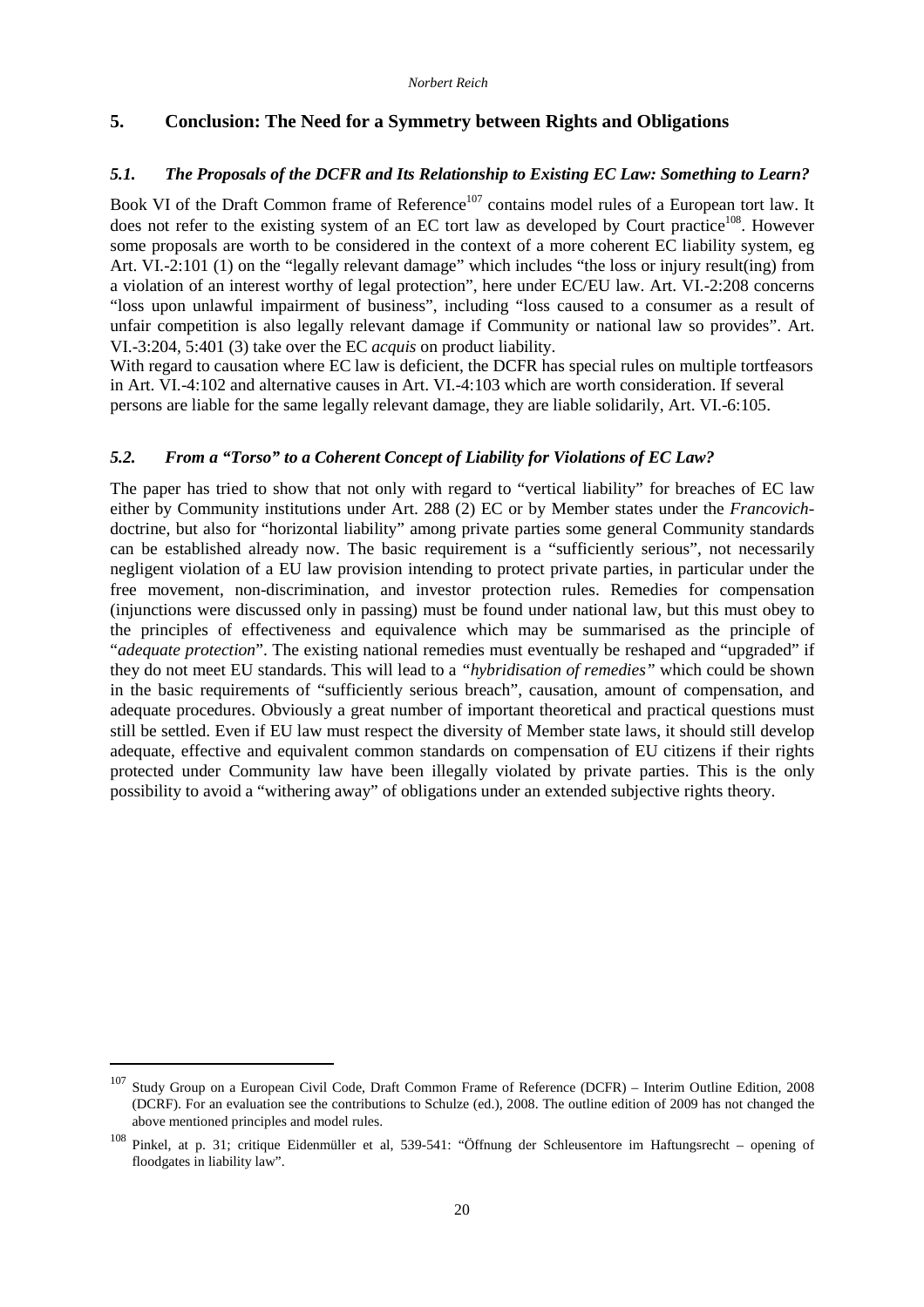## 5. Conclusion: The Need for a Symmetry between Rights and Obligations

### *5.1. The Proposals of the DCFR and Its Relationship to Existing EC Law: Something to Learn?*

Book VI of the Draft Common frame of Reference[107] contains model rules of a European tort law. It does not refer to the existing system of an EC tort law as developed by Court practice[108]. However some proposals are worth to be considered in the context of a more coherent EC liability system, eg Art. VI.-2:101 (1) on the "legally relevant damage" which includes "the loss or injury result(ing) from a violation of an interest worthy of legal protection", here under EC/EU law. Art. VI.-2:208 concerns "loss upon unlawful impairment of business", including "loss caused to a consumer as a result of unfair competition is also legally relevant damage if Community or national law so provides". Art. VI.-3:204, 5:401 (3) take over the EC *acquis* on product liability.

With regard to causation where EC law is deficient, the DCFR has special rules on multiple tortfeasors in Art. VI.-4:102 and alternative causes in Art. VI.-4:103 which are worth consideration. If several persons are liable for the same legally relevant damage, they are liable solidarily, Art. VI.-6:105.

### *5.2. From a "Torso" to a Coherent Concept of Liability for Violations of EC Law?*

The paper has tried to show that not only with regard to "vertical liability" for breaches of EC law either by Community institutions under Art. 288 (2) EC or by Member states under the *Francovich*-doctrine, but also for "horizontal liability" among private parties some general Community standards can be established already now. The basic requirement is a "sufficiently serious", not necessarily negligent violation of a EU law provision intending to protect private parties, in particular under the free movement, non-discrimination, and investor protection rules. Remedies for compensation (injunctions were discussed only in passing) must be found under national law, but this must obey to the principles of effectiveness and equivalence which may be summarised as the principle of "*adequate protection*". The existing national remedies must eventually be reshaped and "upgraded" if they do not meet EU standards. This will lead to a *"hybridisation of remedies"* which could be shown in the basic requirements of "sufficiently serious breach", causation, amount of compensation, and adequate procedures. Obviously a great number of important theoretical and practical questions must still be settled. Even if EU law must respect the diversity of Member state laws, it should still develop adequate, effective and equivalent common standards on compensation of EU citizens if their rights protected under Community law have been illegally violated by private parties. This is the only possibility to avoid a "withering away" of obligations under an extended subjective rights theory.

---

[107] Study Group on a European Civil Code, Draft Common Frame of Reference (DCFR) – Interim Outline Edition, 2008 (DCRF). For an evaluation see the contributions to Schulze (ed.), 2008. The outline edition of 2009 has not changed the above mentioned principles and model rules.

[108] Pinkel, at p. 31; critique Eidenmüller et al, 539-541: "Öffnung der Schleusentore im Haftungsrecht – opening of floodgates in liability law".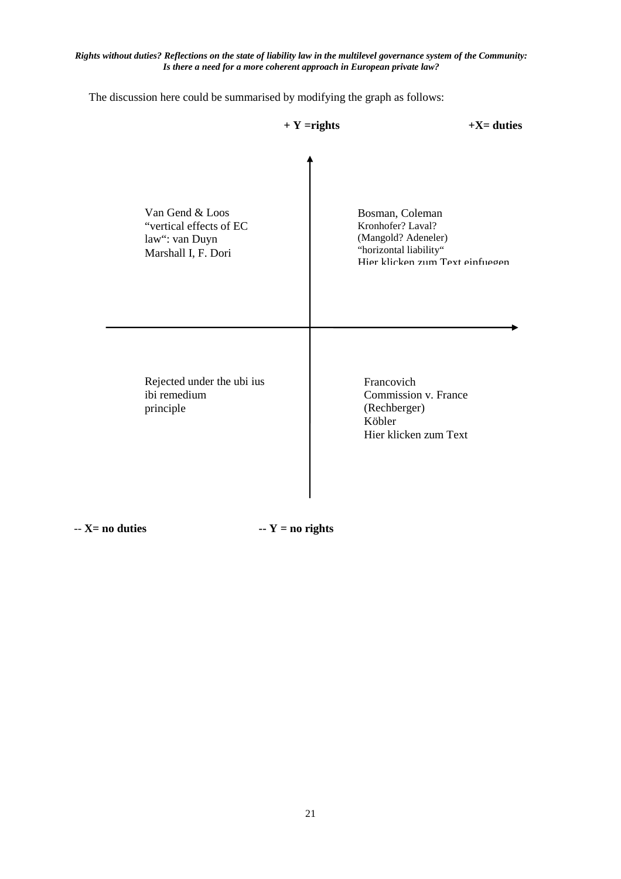The discussion here could be summarised by modifying the graph as follows:

**+ Y =rights** **+X= duties**

Van Gend & Loos
"vertical effects of EC law": van Duyn
Marshall I, F. Dori

Bosman, Coleman
Kronhofer? Laval?
(Mangold? Adeneler)
"horizontal liability"
Hier klicken zum Text einfuegen

Rejected under the ubi ius ibi remedium principle

Francovich
Commission v. France
(Rechberger)
Köbler
Hier klicken zum Text

**-- X= no duties** **-- Y = no rights**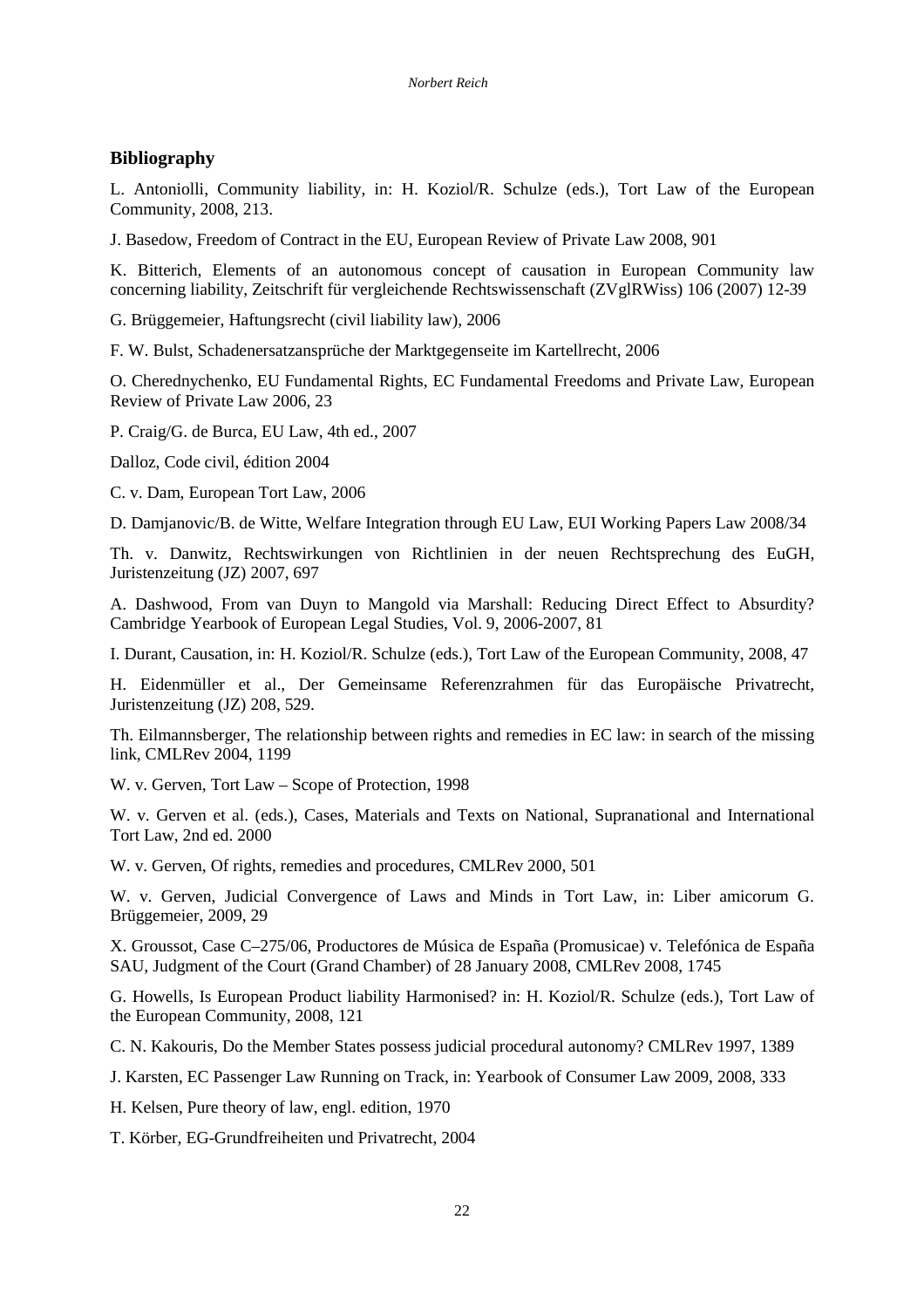## Bibliography

L. Antoniolli, Community liability, in: H. Koziol/R. Schulze (eds.), Tort Law of the European Community, 2008, 213.

J. Basedow, Freedom of Contract in the EU, European Review of Private Law 2008, 901

K. Bitterich, Elements of an autonomous concept of causation in European Community law concerning liability, Zeitschrift für vergleichende Rechtswissenschaft (ZVglRWiss) 106 (2007) 12-39

G. Brüggemeier, Haftungsrecht (civil liability law), 2006

F. W. Bulst, Schadenersatzansprüche der Marktgegenseite im Kartellrecht, 2006

O. Cherednychenko, EU Fundamental Rights, EC Fundamental Freedoms and Private Law, European Review of Private Law 2006, 23

P. Craig/G. de Burca, EU Law, 4th ed., 2007

Dalloz, Code civil, édition 2004

C. v. Dam, European Tort Law, 2006

D. Damjanovic/B. de Witte, Welfare Integration through EU Law, EUI Working Papers Law 2008/34

Th. v. Danwitz, Rechtswirkungen von Richtlinien in der neuen Rechtsprechung des EuGH, Juristenzeitung (JZ) 2007, 697

A. Dashwood, From van Duyn to Mangold via Marshall: Reducing Direct Effect to Absurdity? Cambridge Yearbook of European Legal Studies, Vol. 9, 2006-2007, 81

I. Durant, Causation, in: H. Koziol/R. Schulze (eds.), Tort Law of the European Community, 2008, 47

H. Eidenmüller et al., Der Gemeinsame Referenzrahmen für das Europäische Privatrecht, Juristenzeitung (JZ) 208, 529.

Th. Eilmannsberger, The relationship between rights and remedies in EC law: in search of the missing link, CMLRev 2004, 1199

W. v. Gerven, Tort Law – Scope of Protection, 1998

W. v. Gerven et al. (eds.), Cases, Materials and Texts on National, Supranational and International Tort Law, 2nd ed. 2000

W. v. Gerven, Of rights, remedies and procedures, CMLRev 2000, 501

W. v. Gerven, Judicial Convergence of Laws and Minds in Tort Law, in: Liber amicorum G. Brüggemeier, 2009, 29

X. Groussot, Case C–275/06, Productores de Música de España (Promusicae) v. Telefónica de España SAU, Judgment of the Court (Grand Chamber) of 28 January 2008, CMLRev 2008, 1745

G. Howells, Is European Product liability Harmonised? in: H. Koziol/R. Schulze (eds.), Tort Law of the European Community, 2008, 121

C. N. Kakouris, Do the Member States possess judicial procedural autonomy? CMLRev 1997, 1389

J. Karsten, EC Passenger Law Running on Track, in: Yearbook of Consumer Law 2009, 2008, 333

H. Kelsen, Pure theory of law, engl. edition, 1970

T. Körber, EG-Grundfreiheiten und Privatrecht, 2004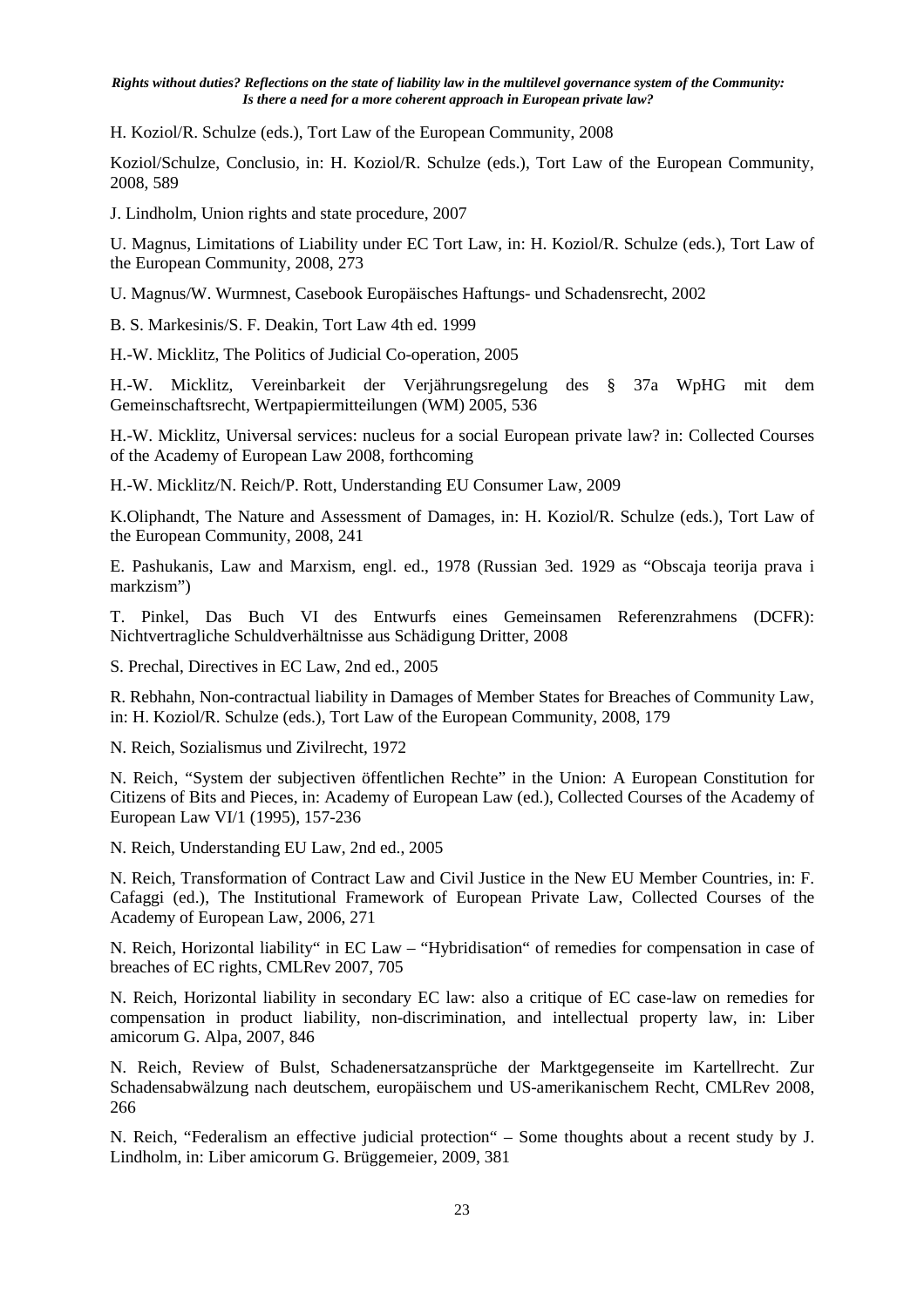H. Koziol/R. Schulze (eds.), Tort Law of the European Community, 2008

Koziol/Schulze, Conclusio, in: H. Koziol/R. Schulze (eds.), Tort Law of the European Community, 2008, 589

J. Lindholm, Union rights and state procedure, 2007

U. Magnus, Limitations of Liability under EC Tort Law, in: H. Koziol/R. Schulze (eds.), Tort Law of the European Community, 2008, 273

U. Magnus/W. Wurmnest, Casebook Europäisches Haftungs- und Schadensrecht, 2002

B. S. Markesinis/S. F. Deakin, Tort Law 4th ed. 1999

H.-W. Micklitz, The Politics of Judicial Co-operation, 2005

H.-W. Micklitz, Vereinbarkeit der Verjährungsregelung des § 37a WpHG mit dem Gemeinschaftsrecht, Wertpapiermitteilungen (WM) 2005, 536

H.-W. Micklitz, Universal services: nucleus for a social European private law? in: Collected Courses of the Academy of European Law 2008, forthcoming

H.-W. Micklitz/N. Reich/P. Rott, Understanding EU Consumer Law, 2009

K.Oliphandt, The Nature and Assessment of Damages, in: H. Koziol/R. Schulze (eds.), Tort Law of the European Community, 2008, 241

E. Pashukanis, Law and Marxism, engl. ed., 1978 (Russian 3ed. 1929 as "Obscaja teorija prava i markzism")

T. Pinkel, Das Buch VI des Entwurfs eines Gemeinsamen Referenzrahmens (DCFR): Nichtvertragliche Schuldverhältnisse aus Schädigung Dritter, 2008

S. Prechal, Directives in EC Law, 2nd ed., 2005

R. Rebhahn, Non-contractual liability in Damages of Member States for Breaches of Community Law, in: H. Koziol/R. Schulze (eds.), Tort Law of the European Community, 2008, 179

N. Reich, Sozialismus und Zivilrecht, 1972

N. Reich, "System der subjectiven öffentlichen Rechte" in the Union: A European Constitution for Citizens of Bits and Pieces, in: Academy of European Law (ed.), Collected Courses of the Academy of European Law VI/1 (1995), 157-236

N. Reich, Understanding EU Law, 2nd ed., 2005

N. Reich, Transformation of Contract Law and Civil Justice in the New EU Member Countries, in: F. Cafaggi (ed.), The Institutional Framework of European Private Law, Collected Courses of the Academy of European Law, 2006, 271

N. Reich, Horizontal liability" in EC Law – "Hybridisation" of remedies for compensation in case of breaches of EC rights, CMLRev 2007, 705

N. Reich, Horizontal liability in secondary EC law: also a critique of EC case-law on remedies for compensation in product liability, non-discrimination, and intellectual property law, in: Liber amicorum G. Alpa, 2007, 846

N. Reich, Review of Bulst, Schadenersatzansprüche der Marktgegenseite im Kartellrecht. Zur Schadensabwälzung nach deutschem, europäischem und US-amerikanischem Recht, CMLRev 2008, 266

N. Reich, "Federalism an effective judicial protection" – Some thoughts about a recent study by J. Lindholm, in: Liber amicorum G. Brüggemeier, 2009, 381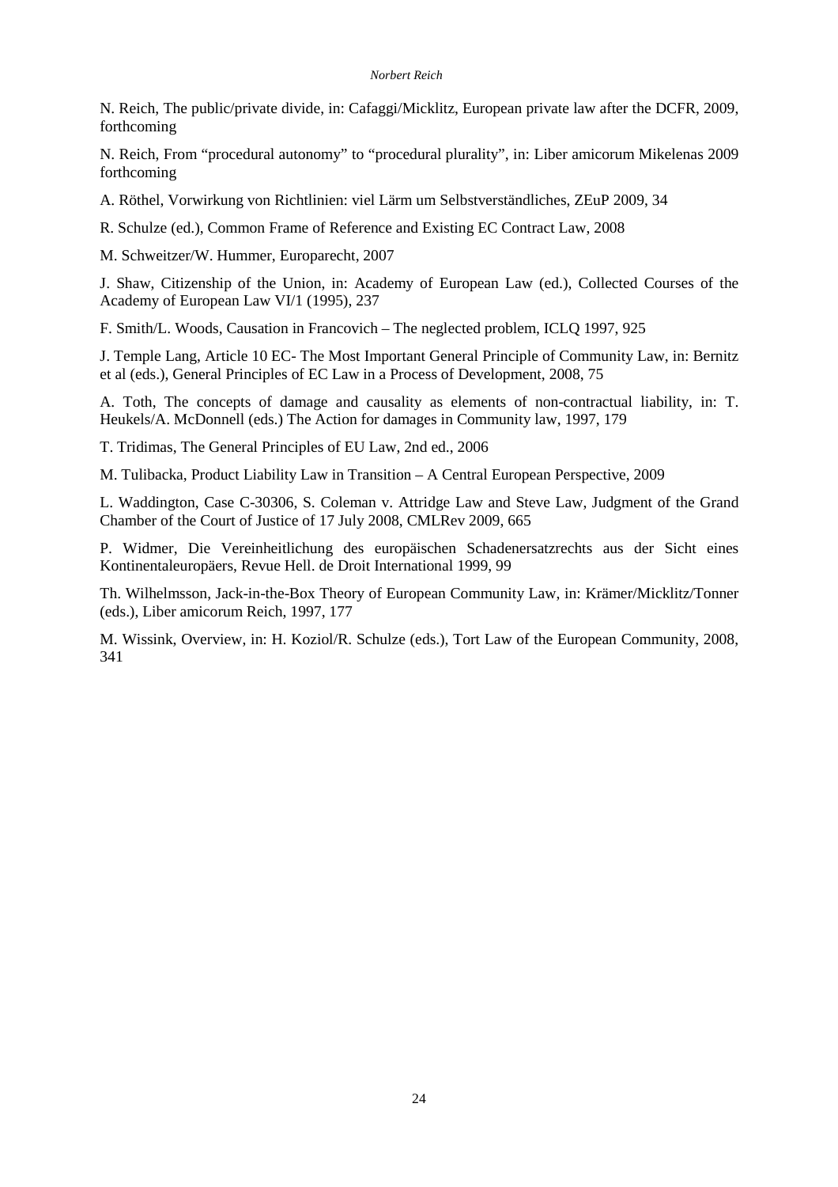N. Reich, The public/private divide, in: Cafaggi/Micklitz, European private law after the DCFR, 2009, forthcoming

N. Reich, From "procedural autonomy" to "procedural plurality", in: Liber amicorum Mikelenas 2009 forthcoming

A. Röthel, Vorwirkung von Richtlinien: viel Lärm um Selbstverständliches, ZEuP 2009, 34

R. Schulze (ed.), Common Frame of Reference and Existing EC Contract Law, 2008

M. Schweitzer/W. Hummer, Europarecht, 2007

J. Shaw, Citizenship of the Union, in: Academy of European Law (ed.), Collected Courses of the Academy of European Law VI/1 (1995), 237

F. Smith/L. Woods, Causation in Francovich – The neglected problem, ICLQ 1997, 925

J. Temple Lang, Article 10 EC- The Most Important General Principle of Community Law, in: Bernitz et al (eds.), General Principles of EC Law in a Process of Development, 2008, 75

A. Toth, The concepts of damage and causality as elements of non-contractual liability, in: T. Heukels/A. McDonnell (eds.) The Action for damages in Community law, 1997, 179

T. Tridimas, The General Principles of EU Law, 2nd ed., 2006

M. Tulibacka, Product Liability Law in Transition – A Central European Perspective, 2009

L. Waddington, Case C-30306, S. Coleman v. Attridge Law and Steve Law, Judgment of the Grand Chamber of the Court of Justice of 17 July 2008, CMLRev 2009, 665

P. Widmer, Die Vereinheitlichung des europäischen Schadenersatzrechts aus der Sicht eines Kontinentaleuropäers, Revue Hell. de Droit International 1999, 99

Th. Wilhelmsson, Jack-in-the-Box Theory of European Community Law, in: Krämer/Micklitz/Tonner (eds.), Liber amicorum Reich, 1997, 177

M. Wissink, Overview, in: H. Koziol/R. Schulze (eds.), Tort Law of the European Community, 2008, 341